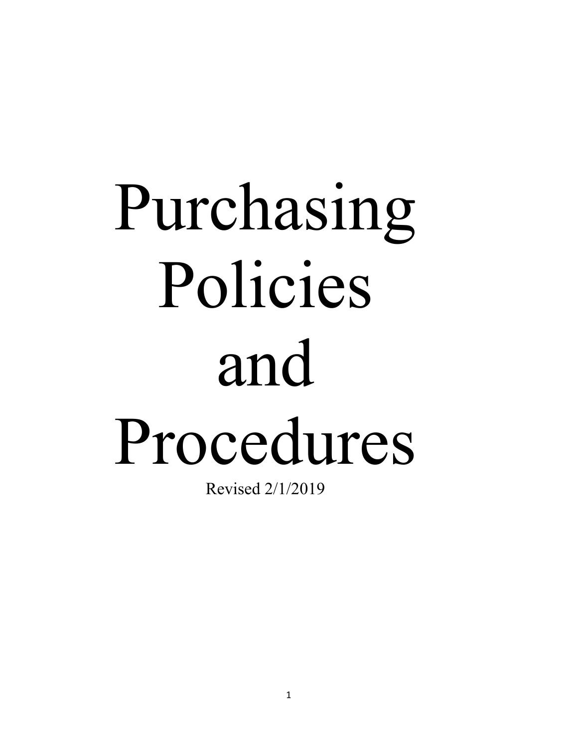# Purchasing Policies and Procedures

Revised 2/1/2019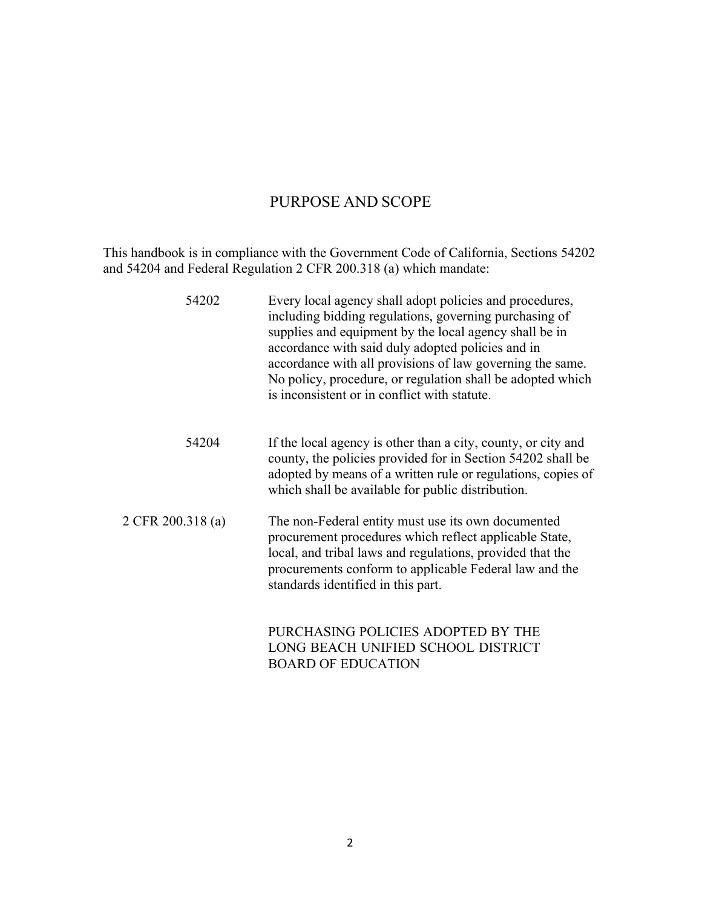## PURPOSE AND SCOPE

This handbook is in compliance with the Government Code of California, Sections 54202 and 54204 and Federal Regulation 2 CFR 200.318 (a) which mandate:

| | |
|---|---|
| 54202 | Every local agency shall adopt policies and procedures, including bidding regulations, governing purchasing of supplies and equipment by the local agency shall be in accordance with said duly adopted policies and in accordance with all provisions of law governing the same. No policy, procedure, or regulation shall be adopted which is inconsistent or in conflict with statute. |
| 54204 | If the local agency is other than a city, county, or city and county, the policies provided for in Section 54202 shall be adopted by means of a written rule or regulations, copies of which shall be available for public distribution. |
| 2 CFR 200.318 (a) | The non-Federal entity must use its own documented procurement procedures which reflect applicable State, local, and tribal laws and regulations, provided that the procurements conform to applicable Federal law and the standards identified in this part. |

PURCHASING POLICIES ADOPTED BY THE LONG BEACH UNIFIED SCHOOL DISTRICT BOARD OF EDUCATION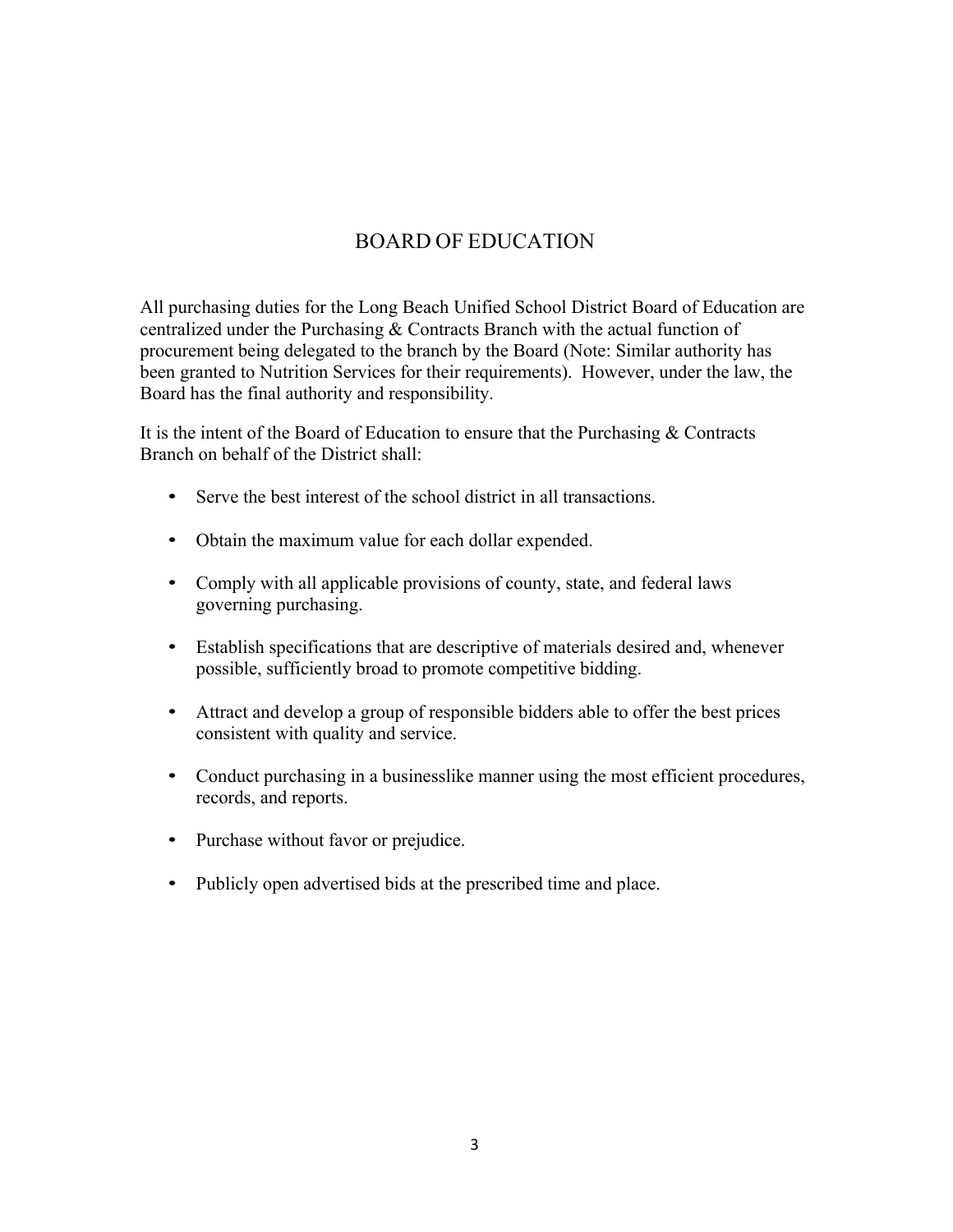# BOARD OF EDUCATION

All purchasing duties for the Long Beach Unified School District Board of Education are centralized under the Purchasing & Contracts Branch with the actual function of procurement being delegated to the branch by the Board (Note: Similar authority has been granted to Nutrition Services for their requirements). However, under the law, the Board has the final authority and responsibility.

It is the intent of the Board of Education to ensure that the Purchasing & Contracts Branch on behalf of the District shall:

- Serve the best interest of the school district in all transactions.
- Obtain the maximum value for each dollar expended.
- Comply with all applicable provisions of county, state, and federal laws governing purchasing.
- Establish specifications that are descriptive of materials desired and, whenever possible, sufficiently broad to promote competitive bidding.
- Attract and develop a group of responsible bidders able to offer the best prices consistent with quality and service.
- Conduct purchasing in a businesslike manner using the most efficient procedures, records, and reports.
- Purchase without favor or prejudice.
- Publicly open advertised bids at the prescribed time and place.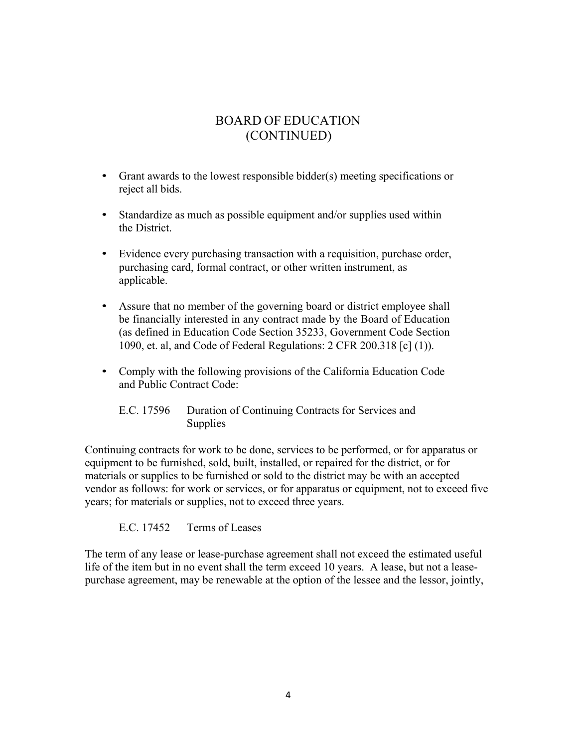# BOARD OF EDUCATION (CONTINUED)

- Grant awards to the lowest responsible bidder(s) meeting specifications or reject all bids.
- Standardize as much as possible equipment and/or supplies used within the District.
- Evidence every purchasing transaction with a requisition, purchase order, purchasing card, formal contract, or other written instrument, as applicable.
- Assure that no member of the governing board or district employee shall be financially interested in any contract made by the Board of Education (as defined in Education Code Section 35233, Government Code Section 1090, et. al, and Code of Federal Regulations: 2 CFR 200.318 [c] (1)).
- Comply with the following provisions of the California Education Code and Public Contract Code:

  E.C. 17596 Duration of Continuing Contracts for Services and Supplies

Continuing contracts for work to be done, services to be performed, or for apparatus or equipment to be furnished, sold, built, installed, or repaired for the district, or for materials or supplies to be furnished or sold to the district may be with an accepted vendor as follows: for work or services, or for apparatus or equipment, not to exceed five years; for materials or supplies, not to exceed three years.

E.C. 17452 Terms of Leases

The term of any lease or lease-purchase agreement shall not exceed the estimated useful life of the item but in no event shall the term exceed 10 years. A lease, but not a lease-purchase agreement, may be renewable at the option of the lessee and the lessor, jointly,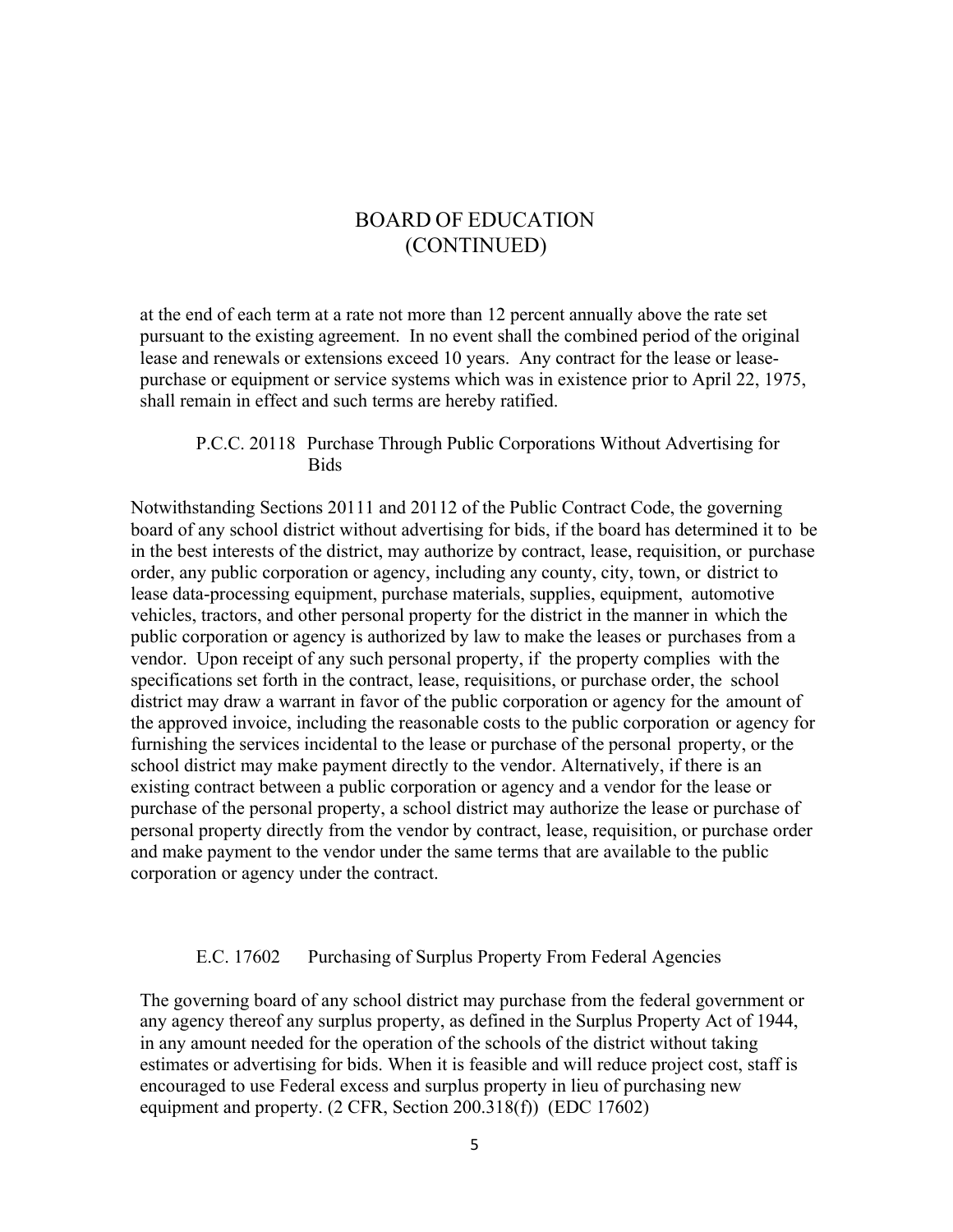# BOARD OF EDUCATION
# (CONTINUED)

at the end of each term at a rate not more than 12 percent annually above the rate set pursuant to the existing agreement. In no event shall the combined period of the original lease and renewals or extensions exceed 10 years. Any contract for the lease or lease-purchase or equipment or service systems which was in existence prior to April 22, 1975, shall remain in effect and such terms are hereby ratified.

### P.C.C. 20118 Purchase Through Public Corporations Without Advertising for Bids

Notwithstanding Sections 20111 and 20112 of the Public Contract Code, the governing board of any school district without advertising for bids, if the board has determined it to be in the best interests of the district, may authorize by contract, lease, requisition, or purchase order, any public corporation or agency, including any county, city, town, or district to lease data-processing equipment, purchase materials, supplies, equipment, automotive vehicles, tractors, and other personal property for the district in the manner in which the public corporation or agency is authorized by law to make the leases or purchases from a vendor. Upon receipt of any such personal property, if the property complies with the specifications set forth in the contract, lease, requisitions, or purchase order, the school district may draw a warrant in favor of the public corporation or agency for the amount of the approved invoice, including the reasonable costs to the public corporation or agency for furnishing the services incidental to the lease or purchase of the personal property, or the school district may make payment directly to the vendor. Alternatively, if there is an existing contract between a public corporation or agency and a vendor for the lease or purchase of the personal property, a school district may authorize the lease or purchase of personal property directly from the vendor by contract, lease, requisition, or purchase order and make payment to the vendor under the same terms that are available to the public corporation or agency under the contract.

### E.C. 17602 Purchasing of Surplus Property From Federal Agencies

The governing board of any school district may purchase from the federal government or any agency thereof any surplus property, as defined in the Surplus Property Act of 1944, in any amount needed for the operation of the schools of the district without taking estimates or advertising for bids. When it is feasible and will reduce project cost, staff is encouraged to use Federal excess and surplus property in lieu of purchasing new equipment and property. (2 CFR, Section 200.318(f)) (EDC 17602)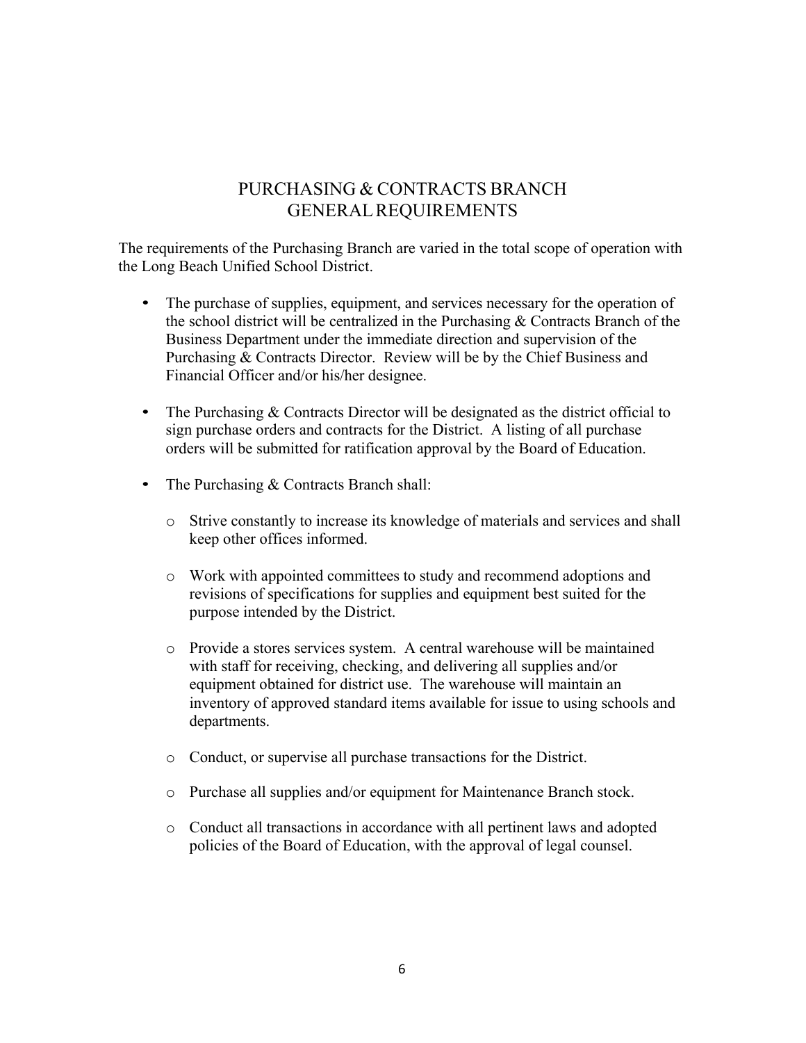# PURCHASING & CONTRACTS BRANCH GENERAL REQUIREMENTS

The requirements of the Purchasing Branch are varied in the total scope of operation with the Long Beach Unified School District.

- The purchase of supplies, equipment, and services necessary for the operation of the school district will be centralized in the Purchasing & Contracts Branch of the Business Department under the immediate direction and supervision of the Purchasing & Contracts Director. Review will be by the Chief Business and Financial Officer and/or his/her designee.

- The Purchasing & Contracts Director will be designated as the district official to sign purchase orders and contracts for the District. A listing of all purchase orders will be submitted for ratification approval by the Board of Education.

- The Purchasing & Contracts Branch shall:

  - Strive constantly to increase its knowledge of materials and services and shall keep other offices informed.

  - Work with appointed committees to study and recommend adoptions and revisions of specifications for supplies and equipment best suited for the purpose intended by the District.

  - Provide a stores services system. A central warehouse will be maintained with staff for receiving, checking, and delivering all supplies and/or equipment obtained for district use. The warehouse will maintain an inventory of approved standard items available for issue to using schools and departments.

  - Conduct, or supervise all purchase transactions for the District.

  - Purchase all supplies and/or equipment for Maintenance Branch stock.

  - Conduct all transactions in accordance with all pertinent laws and adopted policies of the Board of Education, with the approval of legal counsel.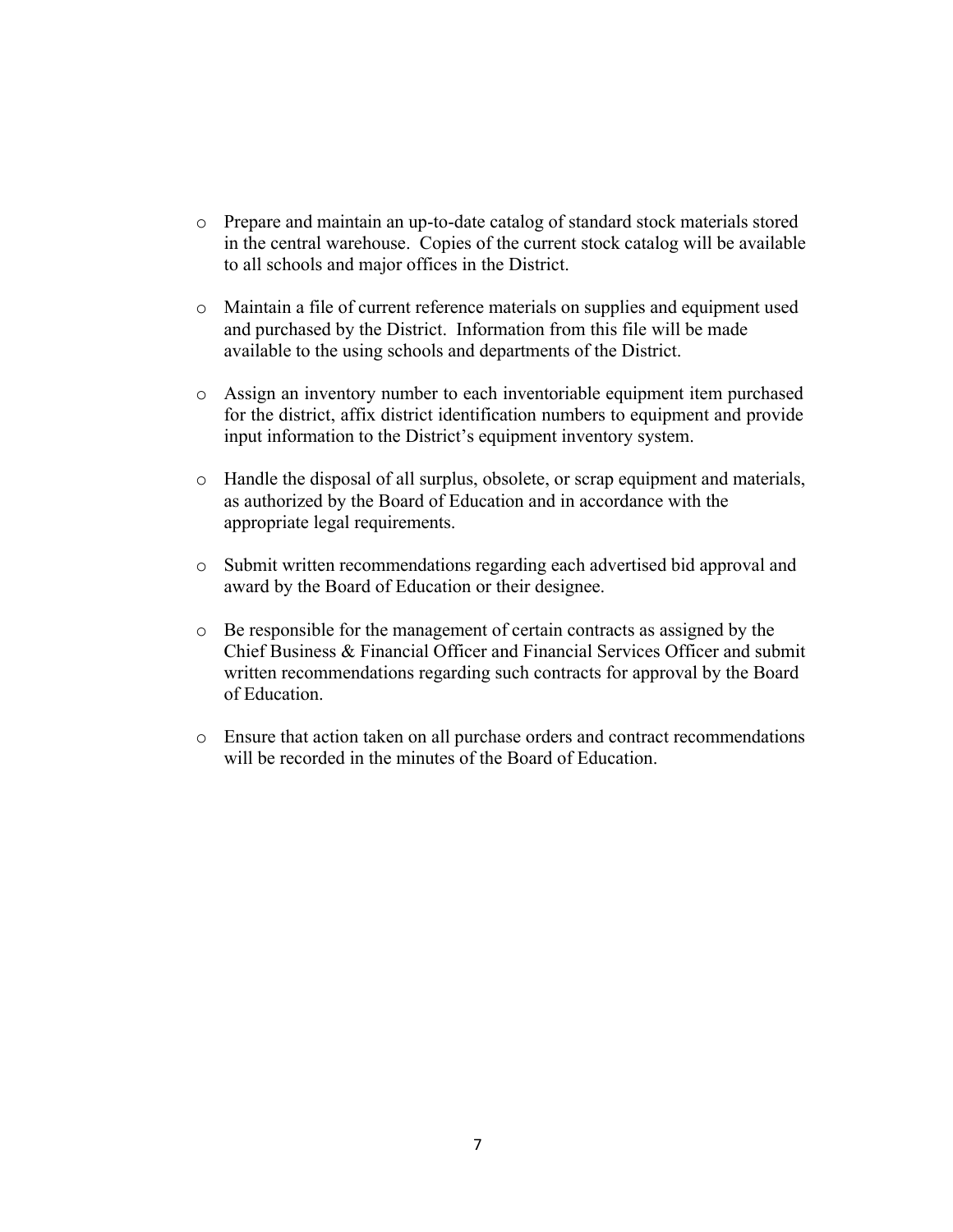- Prepare and maintain an up-to-date catalog of standard stock materials stored in the central warehouse. Copies of the current stock catalog will be available to all schools and major offices in the District.

- Maintain a file of current reference materials on supplies and equipment used and purchased by the District. Information from this file will be made available to the using schools and departments of the District.

- Assign an inventory number to each inventoriable equipment item purchased for the district, affix district identification numbers to equipment and provide input information to the District's equipment inventory system.

- Handle the disposal of all surplus, obsolete, or scrap equipment and materials, as authorized by the Board of Education and in accordance with the appropriate legal requirements.

- Submit written recommendations regarding each advertised bid approval and award by the Board of Education or their designee.

- Be responsible for the management of certain contracts as assigned by the Chief Business & Financial Officer and Financial Services Officer and submit written recommendations regarding such contracts for approval by the Board of Education.

- Ensure that action taken on all purchase orders and contract recommendations will be recorded in the minutes of the Board of Education.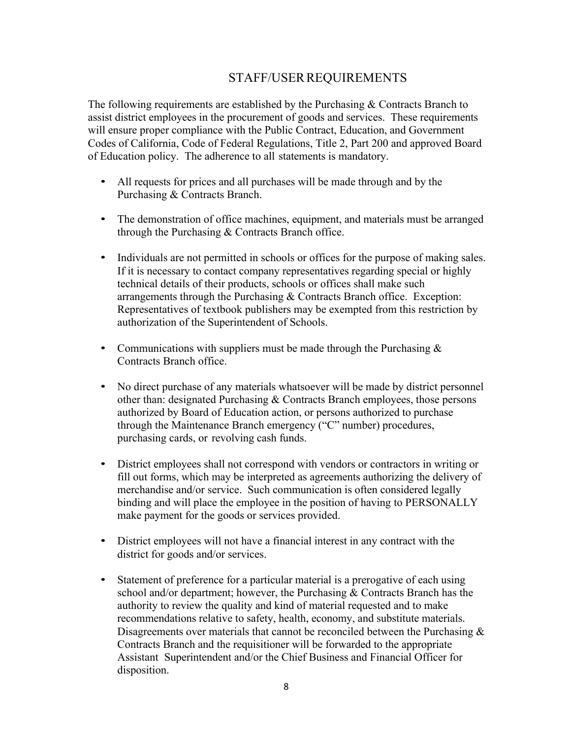## STAFF/USER REQUIREMENTS

The following requirements are established by the Purchasing & Contracts Branch to assist district employees in the procurement of goods and services. These requirements will ensure proper compliance with the Public Contract, Education, and Government Codes of California, Code of Federal Regulations, Title 2, Part 200 and approved Board of Education policy. The adherence to all statements is mandatory.

- All requests for prices and all purchases will be made through and by the Purchasing & Contracts Branch.
- The demonstration of office machines, equipment, and materials must be arranged through the Purchasing & Contracts Branch office.
- Individuals are not permitted in schools or offices for the purpose of making sales. If it is necessary to contact company representatives regarding special or highly technical details of their products, schools or offices shall make such arrangements through the Purchasing & Contracts Branch office. Exception: Representatives of textbook publishers may be exempted from this restriction by authorization of the Superintendent of Schools.
- Communications with suppliers must be made through the Purchasing & Contracts Branch office.
- No direct purchase of any materials whatsoever will be made by district personnel other than: designated Purchasing & Contracts Branch employees, those persons authorized by Board of Education action, or persons authorized to purchase through the Maintenance Branch emergency ("C" number) procedures, purchasing cards, or revolving cash funds.
- District employees shall not correspond with vendors or contractors in writing or fill out forms, which may be interpreted as agreements authorizing the delivery of merchandise and/or service. Such communication is often considered legally binding and will place the employee in the position of having to PERSONALLY make payment for the goods or services provided.
- District employees will not have a financial interest in any contract with the district for goods and/or services.
- Statement of preference for a particular material is a prerogative of each using school and/or department; however, the Purchasing & Contracts Branch has the authority to review the quality and kind of material requested and to make recommendations relative to safety, health, economy, and substitute materials. Disagreements over materials that cannot be reconciled between the Purchasing & Contracts Branch and the requisitioner will be forwarded to the appropriate Assistant Superintendent and/or the Chief Business and Financial Officer for disposition.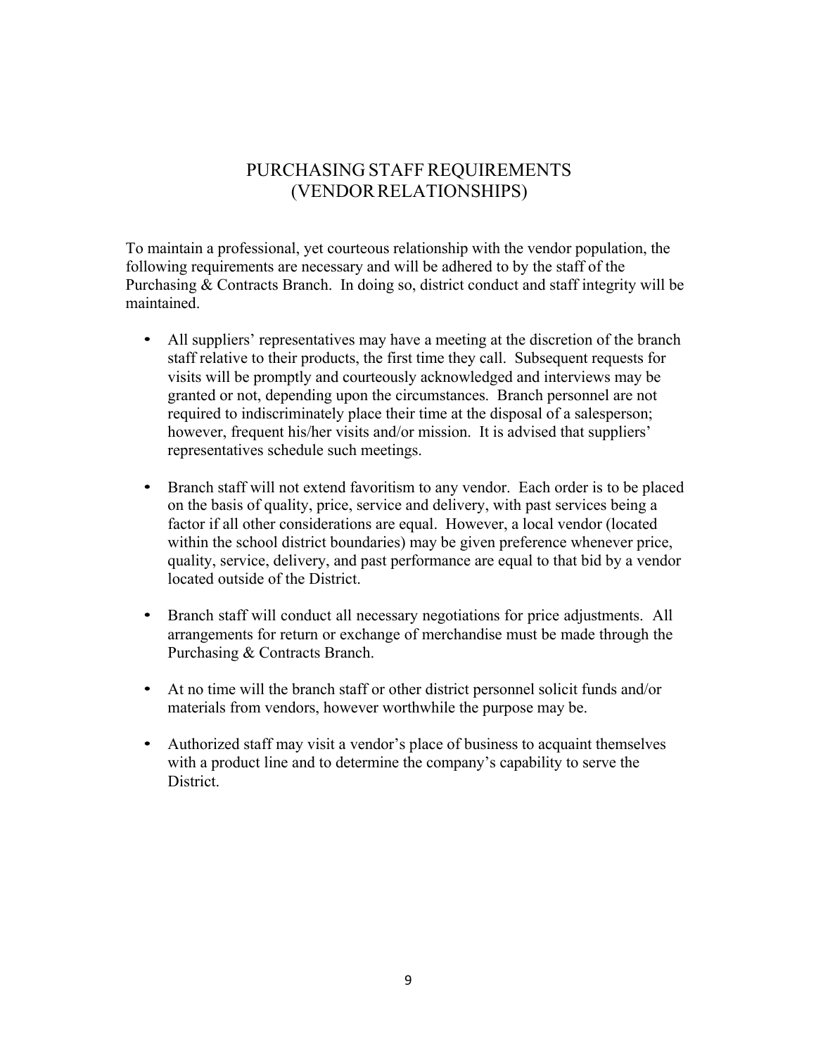# PURCHASING STAFF REQUIREMENTS (VENDOR RELATIONSHIPS)

To maintain a professional, yet courteous relationship with the vendor population, the following requirements are necessary and will be adhered to by the staff of the Purchasing & Contracts Branch. In doing so, district conduct and staff integrity will be maintained.

- All suppliers' representatives may have a meeting at the discretion of the branch staff relative to their products, the first time they call. Subsequent requests for visits will be promptly and courteously acknowledged and interviews may be granted or not, depending upon the circumstances. Branch personnel are not required to indiscriminately place their time at the disposal of a salesperson; however, frequent his/her visits and/or mission. It is advised that suppliers' representatives schedule such meetings.

- Branch staff will not extend favoritism to any vendor. Each order is to be placed on the basis of quality, price, service and delivery, with past services being a factor if all other considerations are equal. However, a local vendor (located within the school district boundaries) may be given preference whenever price, quality, service, delivery, and past performance are equal to that bid by a vendor located outside of the District.

- Branch staff will conduct all necessary negotiations for price adjustments. All arrangements for return or exchange of merchandise must be made through the Purchasing & Contracts Branch.

- At no time will the branch staff or other district personnel solicit funds and/or materials from vendors, however worthwhile the purpose may be.

- Authorized staff may visit a vendor's place of business to acquaint themselves with a product line and to determine the company's capability to serve the District.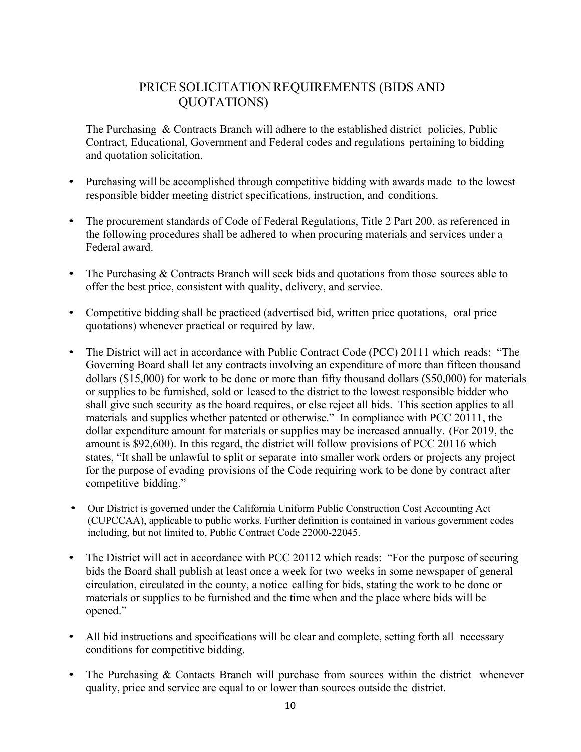# PRICE SOLICITATION REQUIREMENTS (BIDS AND QUOTATIONS)

The Purchasing & Contracts Branch will adhere to the established district policies, Public Contract, Educational, Government and Federal codes and regulations pertaining to bidding and quotation solicitation.

- Purchasing will be accomplished through competitive bidding with awards made to the lowest responsible bidder meeting district specifications, instruction, and conditions.
- The procurement standards of Code of Federal Regulations, Title 2 Part 200, as referenced in the following procedures shall be adhered to when procuring materials and services under a Federal award.
- The Purchasing & Contracts Branch will seek bids and quotations from those sources able to offer the best price, consistent with quality, delivery, and service.
- Competitive bidding shall be practiced (advertised bid, written price quotations, oral price quotations) whenever practical or required by law.
- The District will act in accordance with Public Contract Code (PCC) 20111 which reads: "The Governing Board shall let any contracts involving an expenditure of more than fifteen thousand dollars ($15,000) for work to be done or more than fifty thousand dollars ($50,000) for materials or supplies to be furnished, sold or leased to the district to the lowest responsible bidder who shall give such security as the board requires, or else reject all bids. This section applies to all materials and supplies whether patented or otherwise." In compliance with PCC 20111, the dollar expenditure amount for materials or supplies may be increased annually. (For 2019, the amount is $92,600). In this regard, the district will follow provisions of PCC 20116 which states, "It shall be unlawful to split or separate into smaller work orders or projects any project for the purpose of evading provisions of the Code requiring work to be done by contract after competitive bidding."
- Our District is governed under the California Uniform Public Construction Cost Accounting Act (CUPCCAA), applicable to public works. Further definition is contained in various government codes including, but not limited to, Public Contract Code 22000-22045.
- The District will act in accordance with PCC 20112 which reads: "For the purpose of securing bids the Board shall publish at least once a week for two weeks in some newspaper of general circulation, circulated in the county, a notice calling for bids, stating the work to be done or materials or supplies to be furnished and the time when and the place where bids will be opened."
- All bid instructions and specifications will be clear and complete, setting forth all necessary conditions for competitive bidding.
- The Purchasing & Contacts Branch will purchase from sources within the district whenever quality, price and service are equal to or lower than sources outside the district.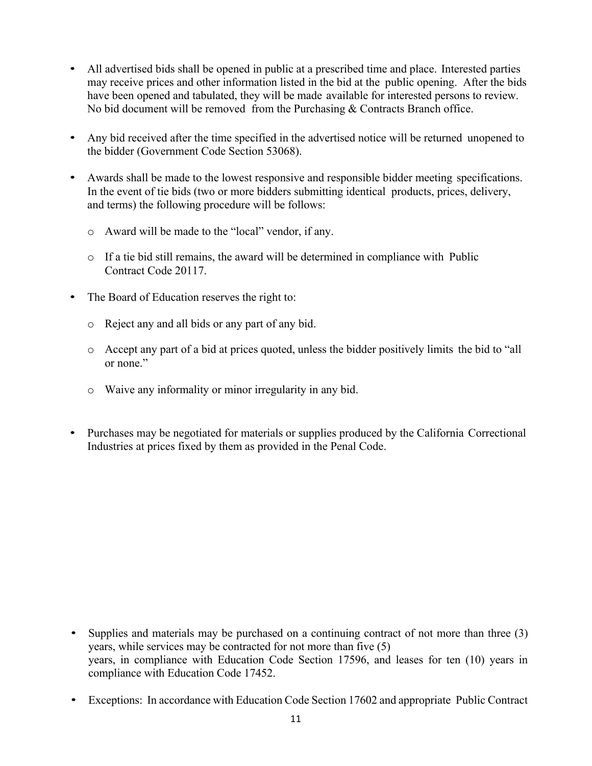- All advertised bids shall be opened in public at a prescribed time and place. Interested parties may receive prices and other information listed in the bid at the public opening. After the bids have been opened and tabulated, they will be made available for interested persons to review. No bid document will be removed from the Purchasing & Contracts Branch office.

- Any bid received after the time specified in the advertised notice will be returned unopened to the bidder (Government Code Section 53068).

- Awards shall be made to the lowest responsive and responsible bidder meeting specifications. In the event of tie bids (two or more bidders submitting identical products, prices, delivery, and terms) the following procedure will be follows:

  - Award will be made to the "local" vendor, if any.

  - If a tie bid still remains, the award will be determined in compliance with Public Contract Code 20117.

- The Board of Education reserves the right to:

  - Reject any and all bids or any part of any bid.

  - Accept any part of a bid at prices quoted, unless the bidder positively limits the bid to "all or none."

  - Waive any informality or minor irregularity in any bid.

- Purchases may be negotiated for materials or supplies produced by the California Correctional Industries at prices fixed by them as provided in the Penal Code.

- Supplies and materials may be purchased on a continuing contract of not more than three (3) years, while services may be contracted for not more than five (5) years, in compliance with Education Code Section 17596, and leases for ten (10) years in compliance with Education Code 17452.

- Exceptions: In accordance with Education Code Section 17602 and appropriate Public Contract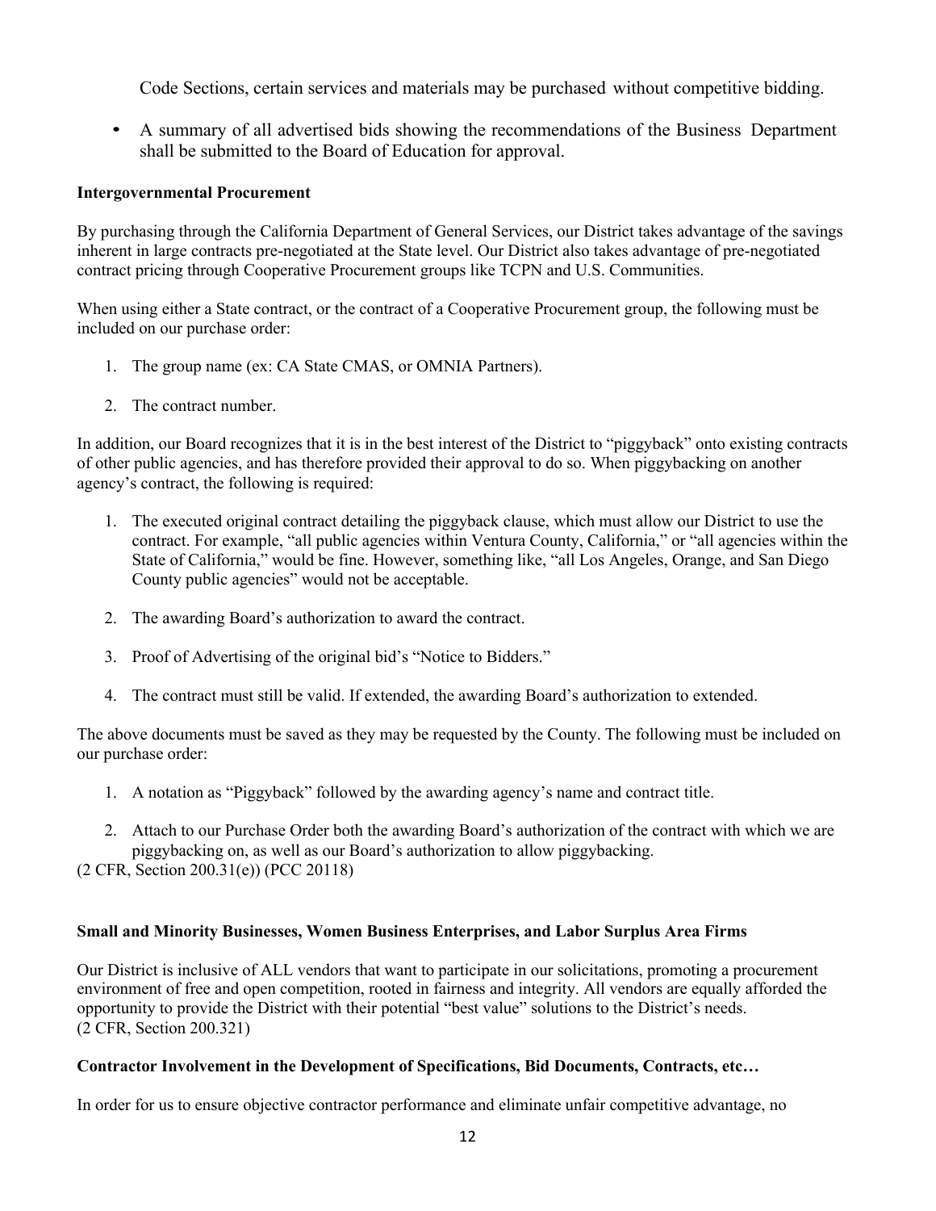Code Sections, certain services and materials may be purchased without competitive bidding.

- A summary of all advertised bids showing the recommendations of the Business Department shall be submitted to the Board of Education for approval.

**Intergovernmental Procurement**

By purchasing through the California Department of General Services, our District takes advantage of the savings inherent in large contracts pre-negotiated at the State level. Our District also takes advantage of pre-negotiated contract pricing through Cooperative Procurement groups like TCPN and U.S. Communities.

When using either a State contract, or the contract of a Cooperative Procurement group, the following must be included on our purchase order:

1. The group name (ex: CA State CMAS, or OMNIA Partners).
2. The contract number.

In addition, our Board recognizes that it is in the best interest of the District to "piggyback" onto existing contracts of other public agencies, and has therefore provided their approval to do so. When piggybacking on another agency's contract, the following is required:

1. The executed original contract detailing the piggyback clause, which must allow our District to use the contract. For example, "all public agencies within Ventura County, California," or "all agencies within the State of California," would be fine. However, something like, "all Los Angeles, Orange, and San Diego County public agencies" would not be acceptable.
2. The awarding Board's authorization to award the contract.
3. Proof of Advertising of the original bid's "Notice to Bidders."
4. The contract must still be valid. If extended, the awarding Board's authorization to extended.

The above documents must be saved as they may be requested by the County. The following must be included on our purchase order:

1. A notation as "Piggyback" followed by the awarding agency's name and contract title.
2. Attach to our Purchase Order both the awarding Board's authorization of the contract with which we are piggybacking on, as well as our Board's authorization to allow piggybacking.

(2 CFR, Section 200.31(e)) (PCC 20118)

**Small and Minority Businesses, Women Business Enterprises, and Labor Surplus Area Firms**

Our District is inclusive of ALL vendors that want to participate in our solicitations, promoting a procurement environment of free and open competition, rooted in fairness and integrity. All vendors are equally afforded the opportunity to provide the District with their potential "best value" solutions to the District's needs.
(2 CFR, Section 200.321)

**Contractor Involvement in the Development of Specifications, Bid Documents, Contracts, etc…**

In order for us to ensure objective contractor performance and eliminate unfair competitive advantage, no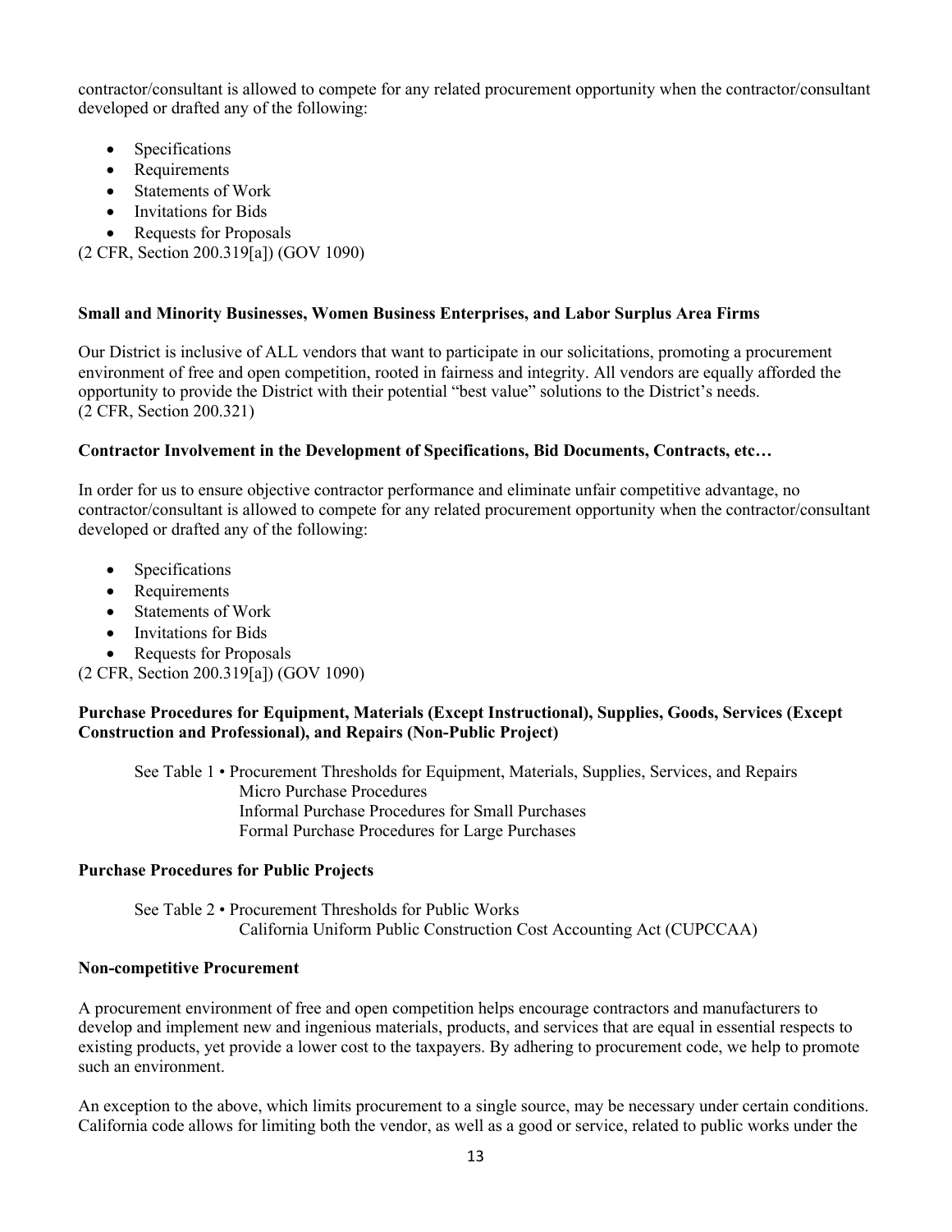contractor/consultant is allowed to compete for any related procurement opportunity when the contractor/consultant developed or drafted any of the following:

- Specifications
- Requirements
- Statements of Work
- Invitations for Bids
- Requests for Proposals

(2 CFR, Section 200.319[a]) (GOV 1090)

**Small and Minority Businesses, Women Business Enterprises, and Labor Surplus Area Firms**

Our District is inclusive of ALL vendors that want to participate in our solicitations, promoting a procurement environment of free and open competition, rooted in fairness and integrity. All vendors are equally afforded the opportunity to provide the District with their potential "best value" solutions to the District's needs.
(2 CFR, Section 200.321)

**Contractor Involvement in the Development of Specifications, Bid Documents, Contracts, etc…**

In order for us to ensure objective contractor performance and eliminate unfair competitive advantage, no contractor/consultant is allowed to compete for any related procurement opportunity when the contractor/consultant developed or drafted any of the following:

- Specifications
- Requirements
- Statements of Work
- Invitations for Bids
- Requests for Proposals

(2 CFR, Section 200.319[a]) (GOV 1090)

**Purchase Procedures for Equipment, Materials (Except Instructional), Supplies, Goods, Services (Except Construction and Professional), and Repairs (Non-Public Project)**

See Table 1 • Procurement Thresholds for Equipment, Materials, Supplies, Services, and Repairs
Micro Purchase Procedures
Informal Purchase Procedures for Small Purchases
Formal Purchase Procedures for Large Purchases

**Purchase Procedures for Public Projects**

See Table 2 • Procurement Thresholds for Public Works
California Uniform Public Construction Cost Accounting Act (CUPCCAA)

**Non-competitive Procurement**

A procurement environment of free and open competition helps encourage contractors and manufacturers to develop and implement new and ingenious materials, products, and services that are equal in essential respects to existing products, yet provide a lower cost to the taxpayers. By adhering to procurement code, we help to promote such an environment.

An exception to the above, which limits procurement to a single source, may be necessary under certain conditions. California code allows for limiting both the vendor, as well as a good or service, related to public works under the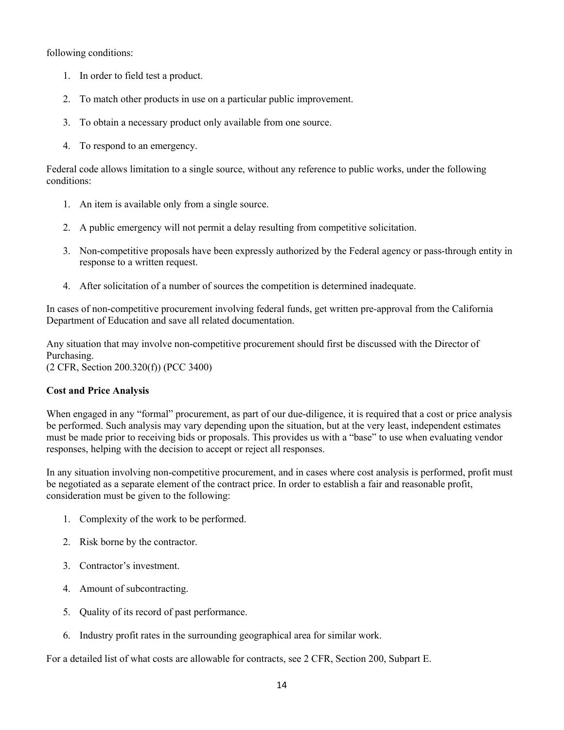following conditions:

1. In order to field test a product.
2. To match other products in use on a particular public improvement.
3. To obtain a necessary product only available from one source.
4. To respond to an emergency.

Federal code allows limitation to a single source, without any reference to public works, under the following conditions:

1. An item is available only from a single source.
2. A public emergency will not permit a delay resulting from competitive solicitation.
3. Non-competitive proposals have been expressly authorized by the Federal agency or pass-through entity in response to a written request.
4. After solicitation of a number of sources the competition is determined inadequate.

In cases of non-competitive procurement involving federal funds, get written pre-approval from the California Department of Education and save all related documentation.

Any situation that may involve non-competitive procurement should first be discussed with the Director of Purchasing.
(2 CFR, Section 200.320(f)) (PCC 3400)

**Cost and Price Analysis**

When engaged in any "formal" procurement, as part of our due-diligence, it is required that a cost or price analysis be performed. Such analysis may vary depending upon the situation, but at the very least, independent estimates must be made prior to receiving bids or proposals. This provides us with a "base" to use when evaluating vendor responses, helping with the decision to accept or reject all responses.

In any situation involving non-competitive procurement, and in cases where cost analysis is performed, profit must be negotiated as a separate element of the contract price. In order to establish a fair and reasonable profit, consideration must be given to the following:

1. Complexity of the work to be performed.
2. Risk borne by the contractor.
3. Contractor's investment.
4. Amount of subcontracting.
5. Quality of its record of past performance.
6. Industry profit rates in the surrounding geographical area for similar work.

For a detailed list of what costs are allowable for contracts, see 2 CFR, Section 200, Subpart E.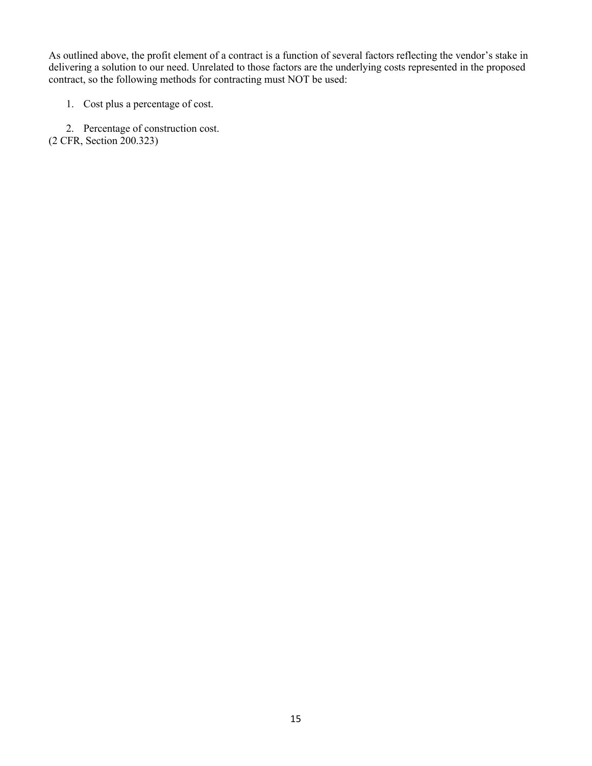As outlined above, the profit element of a contract is a function of several factors reflecting the vendor’s stake in delivering a solution to our need. Unrelated to those factors are the underlying costs represented in the proposed contract, so the following methods for contracting must NOT be used:

1. Cost plus a percentage of cost.
2. Percentage of construction cost.

(2 CFR, Section 200.323)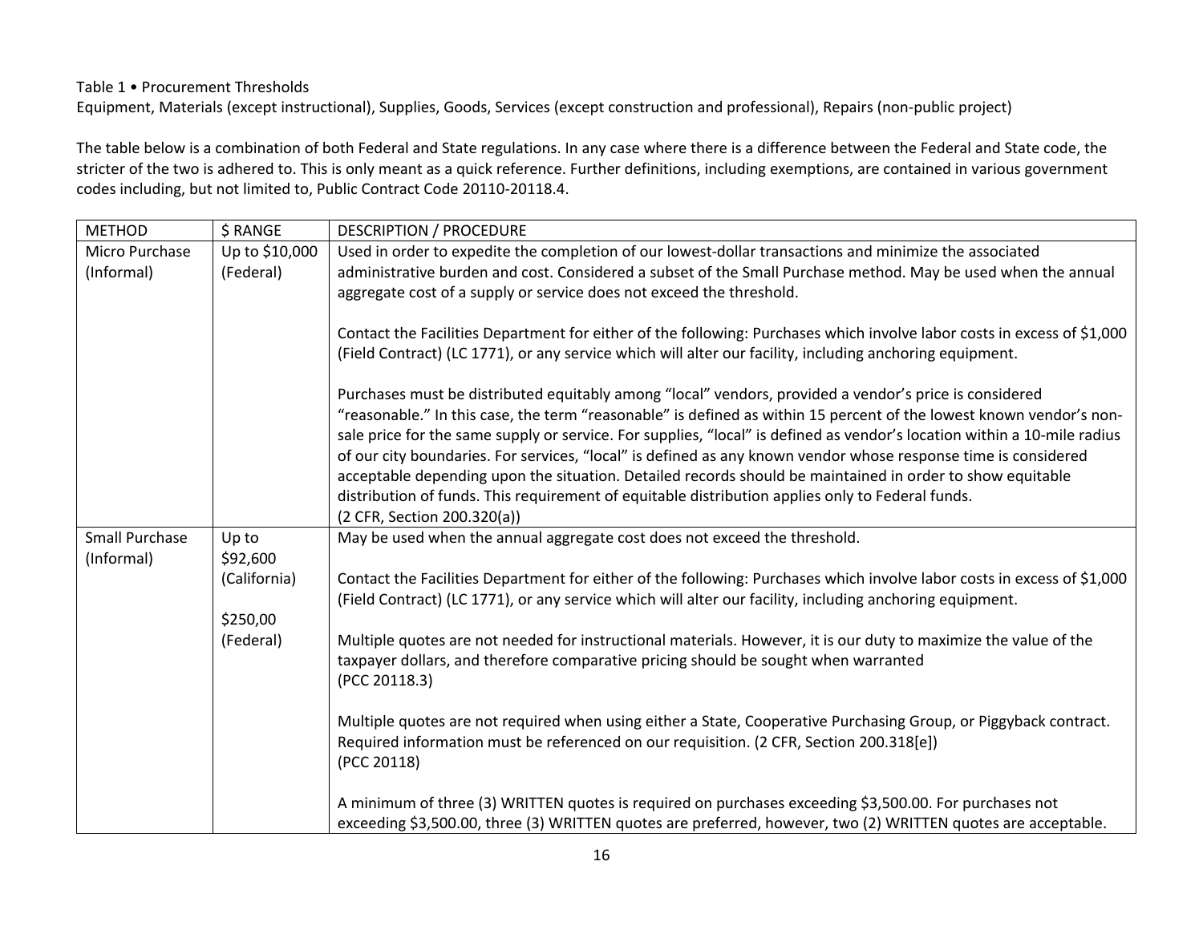Table 1 • Procurement Thresholds

Equipment, Materials (except instructional), Supplies, Goods, Services (except construction and professional), Repairs (non-public project)

The table below is a combination of both Federal and State regulations. In any case where there is a difference between the Federal and State code, the stricter of the two is adhered to. This is only meant as a quick reference. Further definitions, including exemptions, are contained in various government codes including, but not limited to, Public Contract Code 20110-20118.4.

| METHOD | $ RANGE | DESCRIPTION / PROCEDURE |
|---|---|---|
| Micro Purchase (Informal) | Up to $10,000 (Federal) | Used in order to expedite the completion of our lowest-dollar transactions and minimize the associated administrative burden and cost. Considered a subset of the Small Purchase method. May be used when the annual aggregate cost of a supply or service does not exceed the threshold.<br><br>Contact the Facilities Department for either of the following: Purchases which involve labor costs in excess of $1,000 (Field Contract) (LC 1771), or any service which will alter our facility, including anchoring equipment.<br><br>Purchases must be distributed equitably among "local" vendors, provided a vendor's price is considered "reasonable." In this case, the term "reasonable" is defined as within 15 percent of the lowest known vendor's non-sale price for the same supply or service. For supplies, "local" is defined as vendor's location within a 10-mile radius of our city boundaries. For services, "local" is defined as any known vendor whose response time is considered acceptable depending upon the situation. Detailed records should be maintained in order to show equitable distribution of funds. This requirement of equitable distribution applies only to Federal funds.<br>(2 CFR, Section 200.320(a)) |
| Small Purchase (Informal) | Up to $92,600 (California)<br><br>$250,00 (Federal) | May be used when the annual aggregate cost does not exceed the threshold.<br><br>Contact the Facilities Department for either of the following: Purchases which involve labor costs in excess of $1,000 (Field Contract) (LC 1771), or any service which will alter our facility, including anchoring equipment.<br><br>Multiple quotes are not needed for instructional materials. However, it is our duty to maximize the value of the taxpayer dollars, and therefore comparative pricing should be sought when warranted<br>(PCC 20118.3)<br><br>Multiple quotes are not required when using either a State, Cooperative Purchasing Group, or Piggyback contract. Required information must be referenced on our requisition. (2 CFR, Section 200.318[e])<br>(PCC 20118)<br><br>A minimum of three (3) WRITTEN quotes is required on purchases exceeding $3,500.00. For purchases not exceeding $3,500.00, three (3) WRITTEN quotes are preferred, however, two (2) WRITTEN quotes are acceptable. |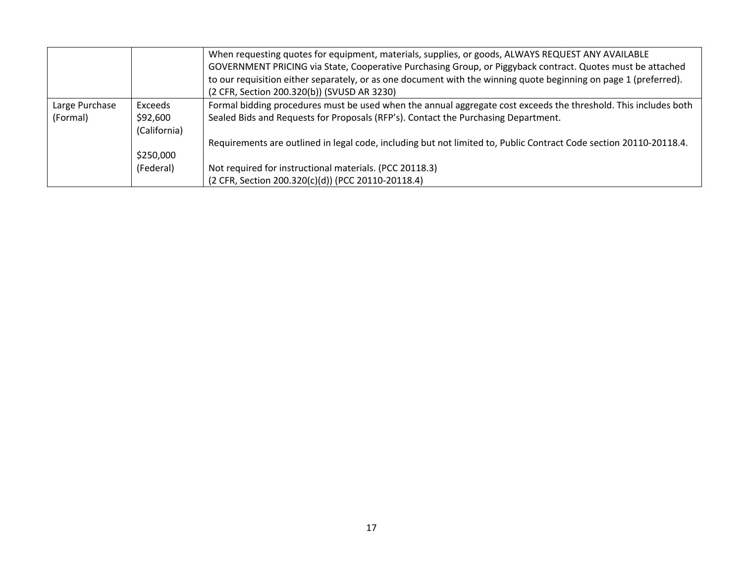| | | |
|---|---|---|
| | | When requesting quotes for equipment, materials, supplies, or goods, ALWAYS REQUEST ANY AVAILABLE GOVERNMENT PRICING via State, Cooperative Purchasing Group, or Piggyback contract. Quotes must be attached to our requisition either separately, or as one document with the winning quote beginning on page 1 (preferred). (2 CFR, Section 200.320(b)) (SVUSD AR 3230) |
| Large Purchase (Formal) | Exceeds $92,600 (California)<br><br>$250,000 (Federal) | Formal bidding procedures must be used when the annual aggregate cost exceeds the threshold. This includes both Sealed Bids and Requests for Proposals (RFP's). Contact the Purchasing Department.<br><br>Requirements are outlined in legal code, including but not limited to, Public Contract Code section 20110-20118.4.<br><br>Not required for instructional materials. (PCC 20118.3)<br>(2 CFR, Section 200.320(c)(d)) (PCC 20110-20118.4) |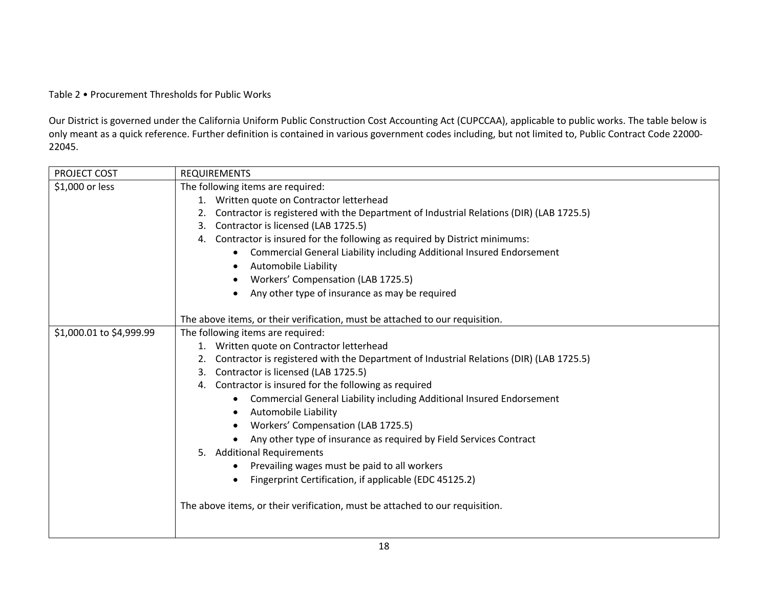Table 2 • Procurement Thresholds for Public Works

Our District is governed under the California Uniform Public Construction Cost Accounting Act (CUPCCAA), applicable to public works. The table below is only meant as a quick reference. Further definition is contained in various government codes including, but not limited to, Public Contract Code 22000-22045.

| PROJECT COST | REQUIREMENTS |
|---|---|
| $1,000 or less | The following items are required:<br>1. Written quote on Contractor letterhead<br>2. Contractor is registered with the Department of Industrial Relations (DIR) (LAB 1725.5)<br>3. Contractor is licensed (LAB 1725.5)<br>4. Contractor is insured for the following as required by District minimums:<br>• Commercial General Liability including Additional Insured Endorsement<br>• Automobile Liability<br>• Workers' Compensation (LAB 1725.5)<br>• Any other type of insurance as may be required<br><br>The above items, or their verification, must be attached to our requisition. |
| $1,000.01 to $4,999.99 | The following items are required:<br>1. Written quote on Contractor letterhead<br>2. Contractor is registered with the Department of Industrial Relations (DIR) (LAB 1725.5)<br>3. Contractor is licensed (LAB 1725.5)<br>4. Contractor is insured for the following as required<br>• Commercial General Liability including Additional Insured Endorsement<br>• Automobile Liability<br>• Workers' Compensation (LAB 1725.5)<br>• Any other type of insurance as required by Field Services Contract<br>5. Additional Requirements<br>• Prevailing wages must be paid to all workers<br>• Fingerprint Certification, if applicable (EDC 45125.2)<br><br>The above items, or their verification, must be attached to our requisition. |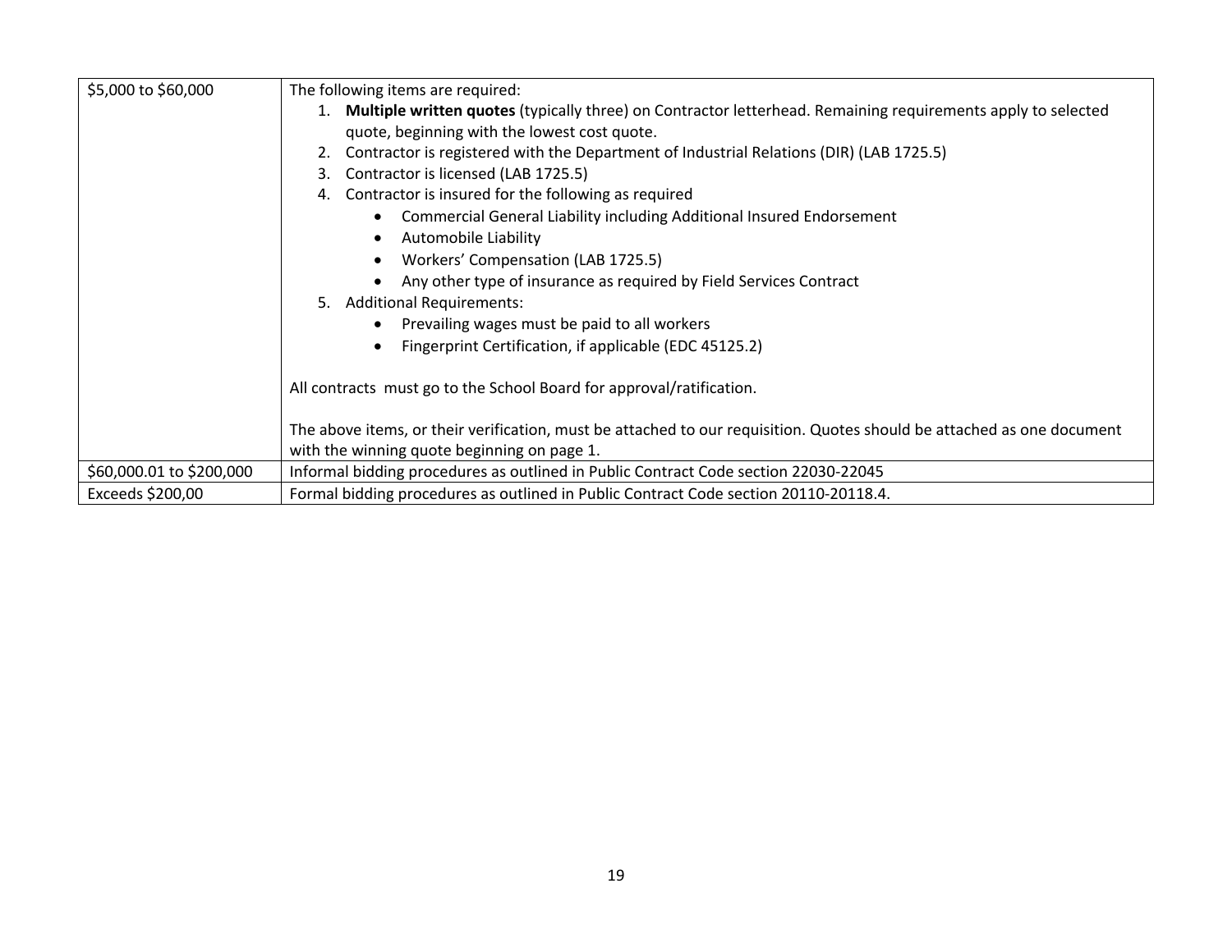| | |
|---|---|
| $5,000 to $60,000 | The following items are required:<br>1. **Multiple written quotes** (typically three) on Contractor letterhead. Remaining requirements apply to selected quote, beginning with the lowest cost quote.<br>2. Contractor is registered with the Department of Industrial Relations (DIR) (LAB 1725.5)<br>3. Contractor is licensed (LAB 1725.5)<br>4. Contractor is insured for the following as required<br>• Commercial General Liability including Additional Insured Endorsement<br>• Automobile Liability<br>• Workers' Compensation (LAB 1725.5)<br>• Any other type of insurance as required by Field Services Contract<br>5. Additional Requirements:<br>• Prevailing wages must be paid to all workers<br>• Fingerprint Certification, if applicable (EDC 45125.2)<br><br>All contracts must go to the School Board for approval/ratification.<br><br>The above items, or their verification, must be attached to our requisition. Quotes should be attached as one document with the winning quote beginning on page 1. |
| $60,000.01 to $200,000 | Informal bidding procedures as outlined in Public Contract Code section 22030-22045 |
| Exceeds $200,00 | Formal bidding procedures as outlined in Public Contract Code section 20110-20118.4. |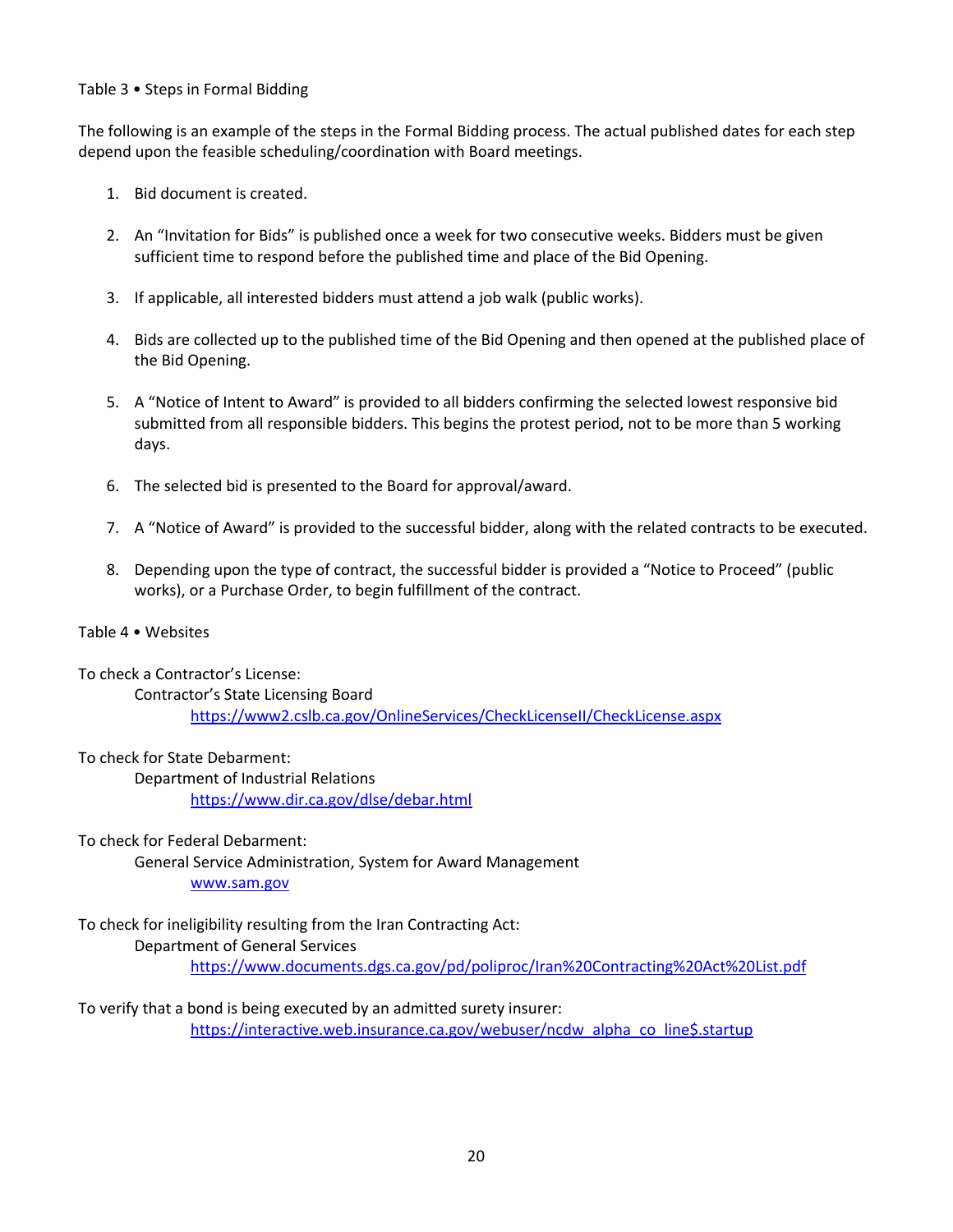Table 3 • Steps in Formal Bidding

The following is an example of the steps in the Formal Bidding process. The actual published dates for each step depend upon the feasible scheduling/coordination with Board meetings.

1. Bid document is created.

2. An "Invitation for Bids" is published once a week for two consecutive weeks. Bidders must be given sufficient time to respond before the published time and place of the Bid Opening.

3. If applicable, all interested bidders must attend a job walk (public works).

4. Bids are collected up to the published time of the Bid Opening and then opened at the published place of the Bid Opening.

5. A "Notice of Intent to Award" is provided to all bidders confirming the selected lowest responsive bid submitted from all responsible bidders. This begins the protest period, not to be more than 5 working days.

6. The selected bid is presented to the Board for approval/award.

7. A "Notice of Award" is provided to the successful bidder, along with the related contracts to be executed.

8. Depending upon the type of contract, the successful bidder is provided a "Notice to Proceed" (public works), or a Purchase Order, to begin fulfillment of the contract.

Table 4 • Websites

To check a Contractor's License:
Contractor's State Licensing Board
https://www2.cslb.ca.gov/OnlineServices/CheckLicenseII/CheckLicense.aspx

To check for State Debarment:
Department of Industrial Relations
https://www.dir.ca.gov/dlse/debar.html

To check for Federal Debarment:
General Service Administration, System for Award Management
www.sam.gov

To check for ineligibility resulting from the Iran Contracting Act:
Department of General Services
https://www.documents.dgs.ca.gov/pd/poliproc/Iran%20Contracting%20Act%20List.pdf

To verify that a bond is being executed by an admitted surety insurer:
https://interactive.web.insurance.ca.gov/webuser/ncdw_alpha_co_line$.startup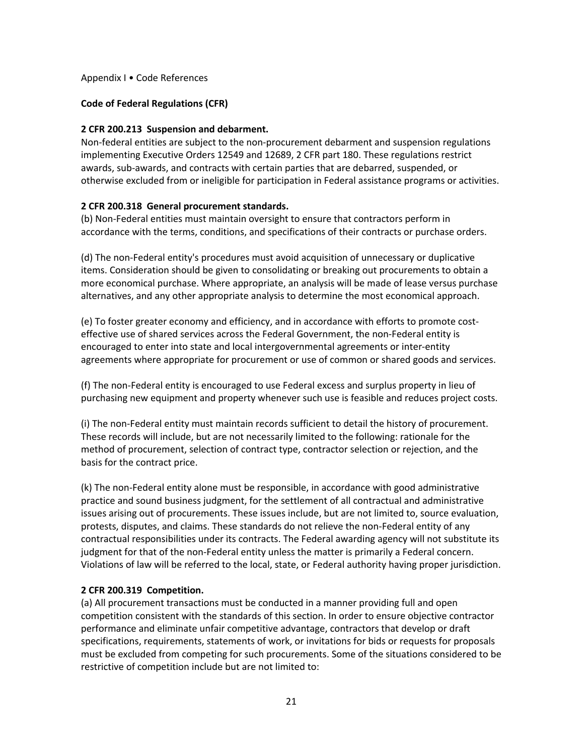Appendix I • Code References

## Code of Federal Regulations (CFR)

### 2 CFR 200.213 Suspension and debarment.

Non-federal entities are subject to the non-procurement debarment and suspension regulations implementing Executive Orders 12549 and 12689, 2 CFR part 180. These regulations restrict awards, sub-awards, and contracts with certain parties that are debarred, suspended, or otherwise excluded from or ineligible for participation in Federal assistance programs or activities.

### 2 CFR 200.318 General procurement standards.

(b) Non-Federal entities must maintain oversight to ensure that contractors perform in accordance with the terms, conditions, and specifications of their contracts or purchase orders.

(d) The non-Federal entity's procedures must avoid acquisition of unnecessary or duplicative items. Consideration should be given to consolidating or breaking out procurements to obtain a more economical purchase. Where appropriate, an analysis will be made of lease versus purchase alternatives, and any other appropriate analysis to determine the most economical approach.

(e) To foster greater economy and efficiency, and in accordance with efforts to promote cost-effective use of shared services across the Federal Government, the non-Federal entity is encouraged to enter into state and local intergovernmental agreements or inter-entity agreements where appropriate for procurement or use of common or shared goods and services.

(f) The non-Federal entity is encouraged to use Federal excess and surplus property in lieu of purchasing new equipment and property whenever such use is feasible and reduces project costs.

(i) The non-Federal entity must maintain records sufficient to detail the history of procurement. These records will include, but are not necessarily limited to the following: rationale for the method of procurement, selection of contract type, contractor selection or rejection, and the basis for the contract price.

(k) The non-Federal entity alone must be responsible, in accordance with good administrative practice and sound business judgment, for the settlement of all contractual and administrative issues arising out of procurements. These issues include, but are not limited to, source evaluation, protests, disputes, and claims. These standards do not relieve the non-Federal entity of any contractual responsibilities under its contracts. The Federal awarding agency will not substitute its judgment for that of the non-Federal entity unless the matter is primarily a Federal concern. Violations of law will be referred to the local, state, or Federal authority having proper jurisdiction.

### 2 CFR 200.319 Competition.

(a) All procurement transactions must be conducted in a manner providing full and open competition consistent with the standards of this section. In order to ensure objective contractor performance and eliminate unfair competitive advantage, contractors that develop or draft specifications, requirements, statements of work, or invitations for bids or requests for proposals must be excluded from competing for such procurements. Some of the situations considered to be restrictive of competition include but are not limited to: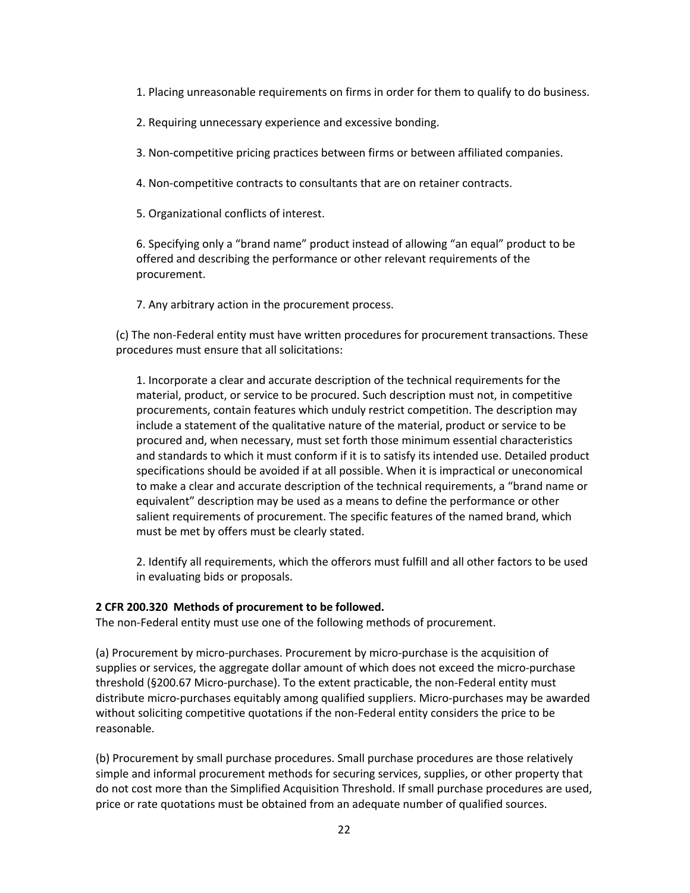1. Placing unreasonable requirements on firms in order for them to qualify to do business.

2. Requiring unnecessary experience and excessive bonding.

3. Non-competitive pricing practices between firms or between affiliated companies.

4. Non-competitive contracts to consultants that are on retainer contracts.

5. Organizational conflicts of interest.

6. Specifying only a “brand name” product instead of allowing “an equal” product to be offered and describing the performance or other relevant requirements of the procurement.

7. Any arbitrary action in the procurement process.

(c) The non-Federal entity must have written procedures for procurement transactions. These procedures must ensure that all solicitations:

1. Incorporate a clear and accurate description of the technical requirements for the material, product, or service to be procured. Such description must not, in competitive procurements, contain features which unduly restrict competition. The description may include a statement of the qualitative nature of the material, product or service to be procured and, when necessary, must set forth those minimum essential characteristics and standards to which it must conform if it is to satisfy its intended use. Detailed product specifications should be avoided if at all possible. When it is impractical or uneconomical to make a clear and accurate description of the technical requirements, a “brand name or equivalent” description may be used as a means to define the performance or other salient requirements of procurement. The specific features of the named brand, which must be met by offers must be clearly stated.

2. Identify all requirements, which the offerors must fulfill and all other factors to be used in evaluating bids or proposals.

**2 CFR 200.320 Methods of procurement to be followed.**
The non-Federal entity must use one of the following methods of procurement.

(a) Procurement by micro-purchases. Procurement by micro-purchase is the acquisition of supplies or services, the aggregate dollar amount of which does not exceed the micro-purchase threshold (§200.67 Micro-purchase). To the extent practicable, the non-Federal entity must distribute micro-purchases equitably among qualified suppliers. Micro-purchases may be awarded without soliciting competitive quotations if the non-Federal entity considers the price to be reasonable.

(b) Procurement by small purchase procedures. Small purchase procedures are those relatively simple and informal procurement methods for securing services, supplies, or other property that do not cost more than the Simplified Acquisition Threshold. If small purchase procedures are used, price or rate quotations must be obtained from an adequate number of qualified sources.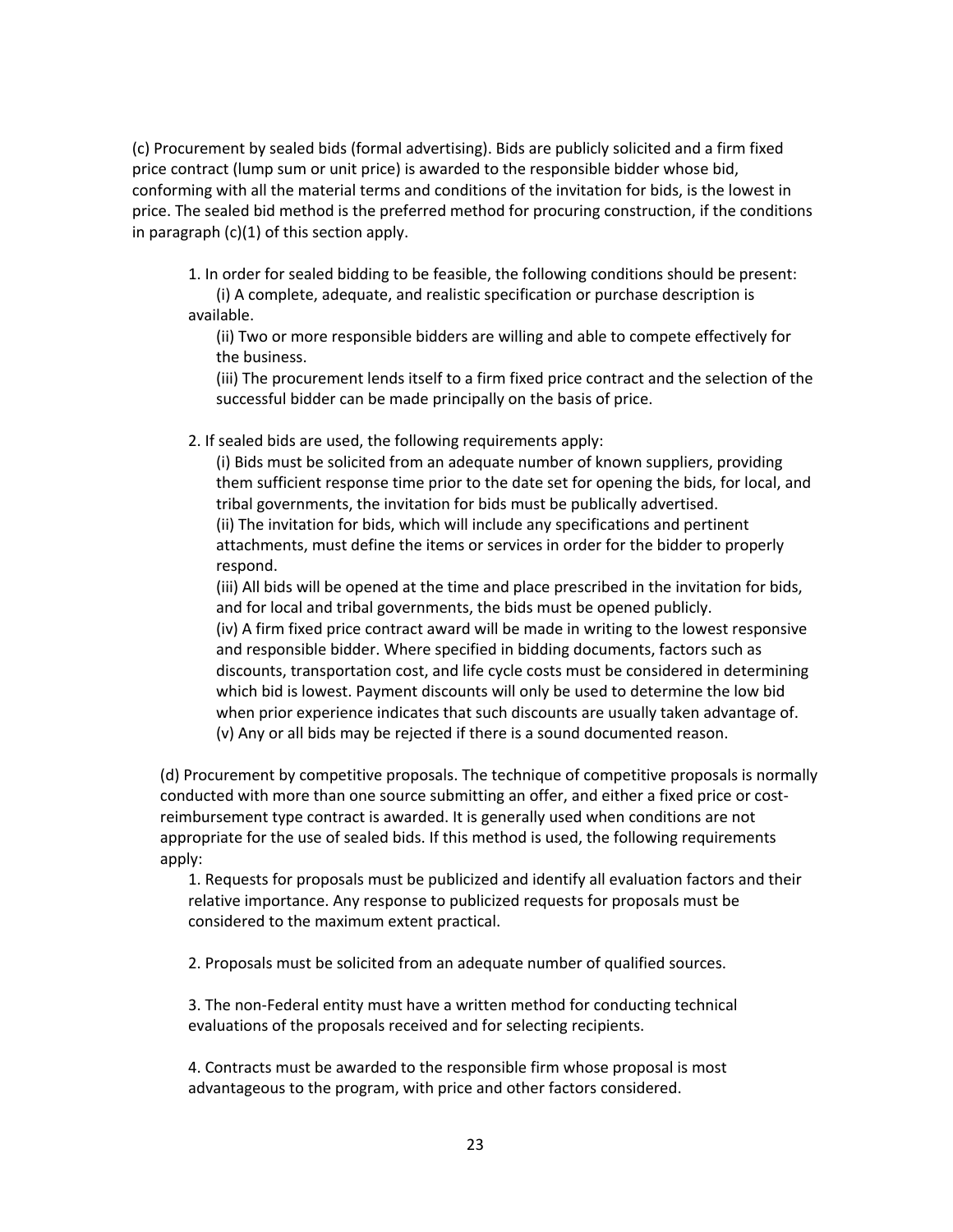(c) Procurement by sealed bids (formal advertising). Bids are publicly solicited and a firm fixed price contract (lump sum or unit price) is awarded to the responsible bidder whose bid, conforming with all the material terms and conditions of the invitation for bids, is the lowest in price. The sealed bid method is the preferred method for procuring construction, if the conditions in paragraph (c)(1) of this section apply.

1. In order for sealed bidding to be feasible, the following conditions should be present:
   (i) A complete, adequate, and realistic specification or purchase description is available.
   (ii) Two or more responsible bidders are willing and able to compete effectively for the business.
   (iii) The procurement lends itself to a firm fixed price contract and the selection of the successful bidder can be made principally on the basis of price.

2. If sealed bids are used, the following requirements apply:
   (i) Bids must be solicited from an adequate number of known suppliers, providing them sufficient response time prior to the date set for opening the bids, for local, and tribal governments, the invitation for bids must be publically advertised.
   (ii) The invitation for bids, which will include any specifications and pertinent attachments, must define the items or services in order for the bidder to properly respond.
   (iii) All bids will be opened at the time and place prescribed in the invitation for bids, and for local and tribal governments, the bids must be opened publicly.
   (iv) A firm fixed price contract award will be made in writing to the lowest responsive and responsible bidder. Where specified in bidding documents, factors such as discounts, transportation cost, and life cycle costs must be considered in determining which bid is lowest. Payment discounts will only be used to determine the low bid when prior experience indicates that such discounts are usually taken advantage of.
   (v) Any or all bids may be rejected if there is a sound documented reason.

(d) Procurement by competitive proposals. The technique of competitive proposals is normally conducted with more than one source submitting an offer, and either a fixed price or cost-reimbursement type contract is awarded. It is generally used when conditions are not appropriate for the use of sealed bids. If this method is used, the following requirements apply:

1. Requests for proposals must be publicized and identify all evaluation factors and their relative importance. Any response to publicized requests for proposals must be considered to the maximum extent practical.

2. Proposals must be solicited from an adequate number of qualified sources.

3. The non-Federal entity must have a written method for conducting technical evaluations of the proposals received and for selecting recipients.

4. Contracts must be awarded to the responsible firm whose proposal is most advantageous to the program, with price and other factors considered.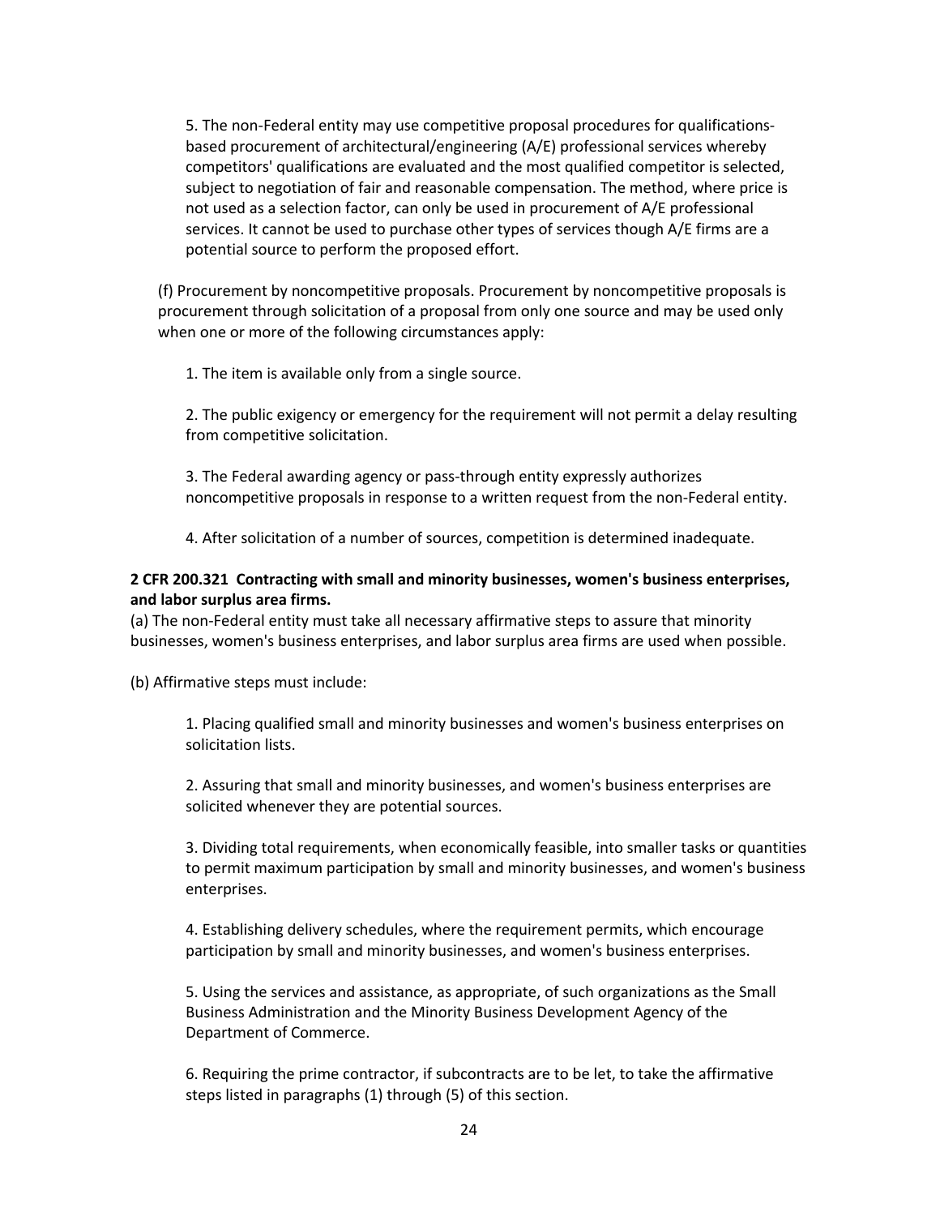5. The non-Federal entity may use competitive proposal procedures for qualifications-based procurement of architectural/engineering (A/E) professional services whereby competitors' qualifications are evaluated and the most qualified competitor is selected, subject to negotiation of fair and reasonable compensation. The method, where price is not used as a selection factor, can only be used in procurement of A/E professional services. It cannot be used to purchase other types of services though A/E firms are a potential source to perform the proposed effort.

(f) Procurement by noncompetitive proposals. Procurement by noncompetitive proposals is procurement through solicitation of a proposal from only one source and may be used only when one or more of the following circumstances apply:

1. The item is available only from a single source.

2. The public exigency or emergency for the requirement will not permit a delay resulting from competitive solicitation.

3. The Federal awarding agency or pass-through entity expressly authorizes noncompetitive proposals in response to a written request from the non-Federal entity.

4. After solicitation of a number of sources, competition is determined inadequate.

**2 CFR 200.321 Contracting with small and minority businesses, women's business enterprises, and labor surplus area firms.**

(a) The non-Federal entity must take all necessary affirmative steps to assure that minority businesses, women's business enterprises, and labor surplus area firms are used when possible.

(b) Affirmative steps must include:

1. Placing qualified small and minority businesses and women's business enterprises on solicitation lists.

2. Assuring that small and minority businesses, and women's business enterprises are solicited whenever they are potential sources.

3. Dividing total requirements, when economically feasible, into smaller tasks or quantities to permit maximum participation by small and minority businesses, and women's business enterprises.

4. Establishing delivery schedules, where the requirement permits, which encourage participation by small and minority businesses, and women's business enterprises.

5. Using the services and assistance, as appropriate, of such organizations as the Small Business Administration and the Minority Business Development Agency of the Department of Commerce.

6. Requiring the prime contractor, if subcontracts are to be let, to take the affirmative steps listed in paragraphs (1) through (5) of this section.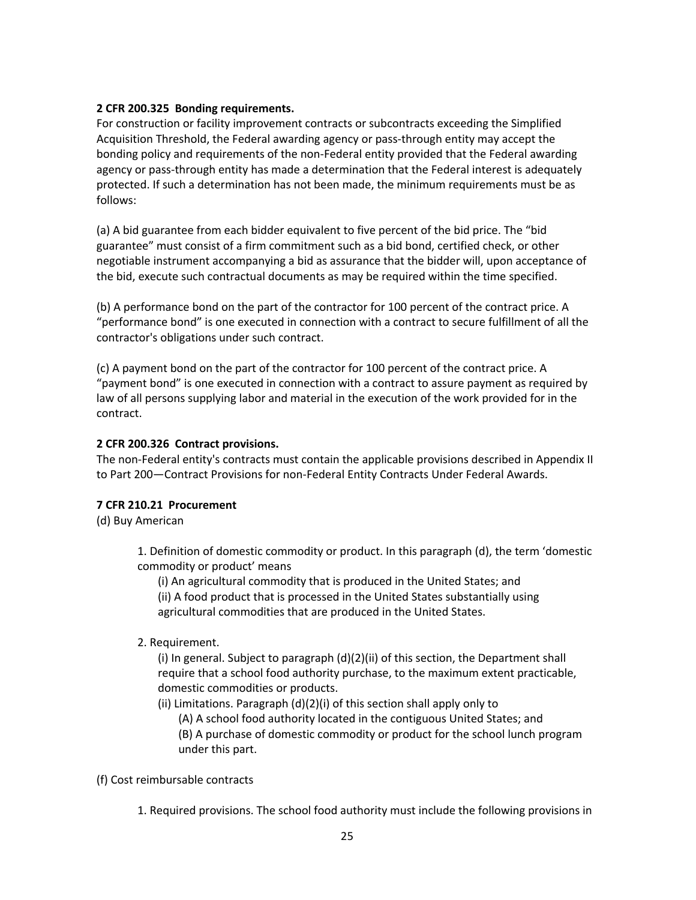**2 CFR 200.325 Bonding requirements.**
For construction or facility improvement contracts or subcontracts exceeding the Simplified Acquisition Threshold, the Federal awarding agency or pass-through entity may accept the bonding policy and requirements of the non-Federal entity provided that the Federal awarding agency or pass-through entity has made a determination that the Federal interest is adequately protected. If such a determination has not been made, the minimum requirements must be as follows:

(a) A bid guarantee from each bidder equivalent to five percent of the bid price. The "bid guarantee" must consist of a firm commitment such as a bid bond, certified check, or other negotiable instrument accompanying a bid as assurance that the bidder will, upon acceptance of the bid, execute such contractual documents as may be required within the time specified.

(b) A performance bond on the part of the contractor for 100 percent of the contract price. A "performance bond" is one executed in connection with a contract to secure fulfillment of all the contractor's obligations under such contract.

(c) A payment bond on the part of the contractor for 100 percent of the contract price. A "payment bond" is one executed in connection with a contract to assure payment as required by law of all persons supplying labor and material in the execution of the work provided for in the contract.

**2 CFR 200.326 Contract provisions.**
The non-Federal entity's contracts must contain the applicable provisions described in Appendix II to Part 200—Contract Provisions for non-Federal Entity Contracts Under Federal Awards.

**7 CFR 210.21 Procurement**
(d) Buy American

1. Definition of domestic commodity or product. In this paragraph (d), the term 'domestic commodity or product' means
   - (i) An agricultural commodity that is produced in the United States; and
   - (ii) A food product that is processed in the United States substantially using agricultural commodities that are produced in the United States.

2. Requirement.
   - (i) In general. Subject to paragraph (d)(2)(ii) of this section, the Department shall require that a school food authority purchase, to the maximum extent practicable, domestic commodities or products.
   - (ii) Limitations. Paragraph (d)(2)(i) of this section shall apply only to
     - (A) A school food authority located in the contiguous United States; and
     - (B) A purchase of domestic commodity or product for the school lunch program under this part.

(f) Cost reimbursable contracts

1. Required provisions. The school food authority must include the following provisions in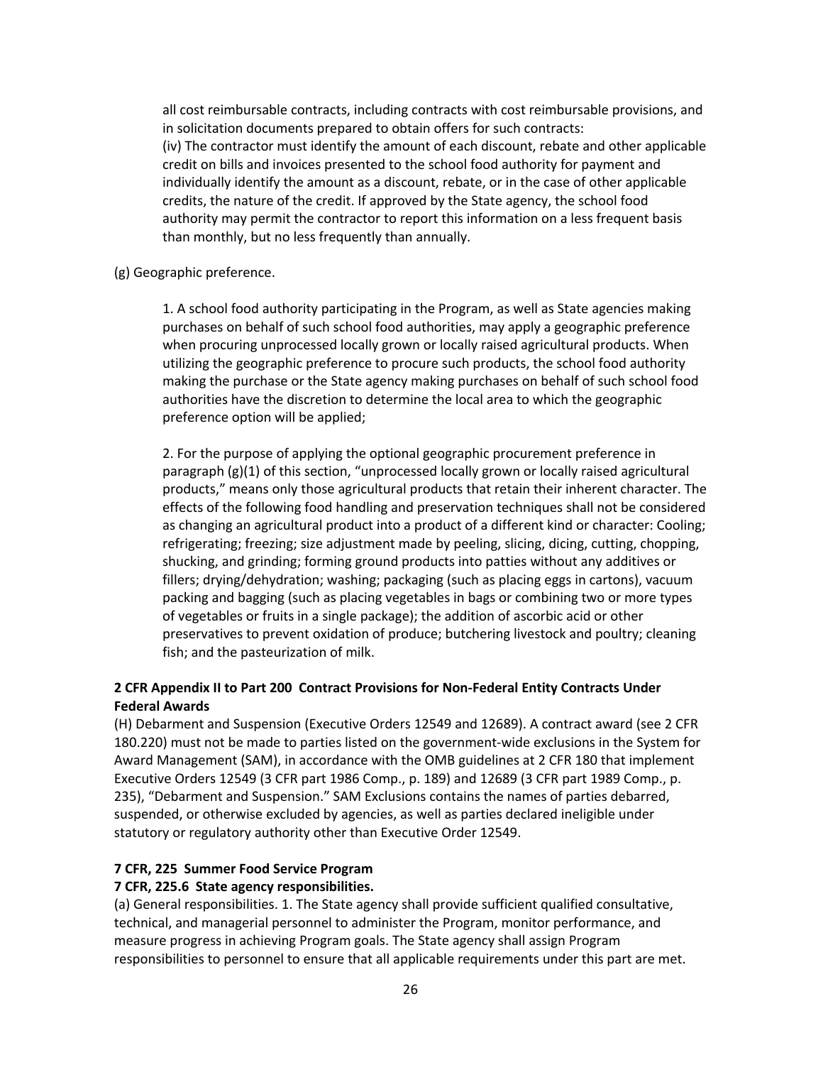all cost reimbursable contracts, including contracts with cost reimbursable provisions, and in solicitation documents prepared to obtain offers for such contracts:
(iv) The contractor must identify the amount of each discount, rebate and other applicable credit on bills and invoices presented to the school food authority for payment and individually identify the amount as a discount, rebate, or in the case of other applicable credits, the nature of the credit. If approved by the State agency, the school food authority may permit the contractor to report this information on a less frequent basis than monthly, but no less frequently than annually.

(g) Geographic preference.

1. A school food authority participating in the Program, as well as State agencies making purchases on behalf of such school food authorities, may apply a geographic preference when procuring unprocessed locally grown or locally raised agricultural products. When utilizing the geographic preference to procure such products, the school food authority making the purchase or the State agency making purchases on behalf of such school food authorities have the discretion to determine the local area to which the geographic preference option will be applied;

2. For the purpose of applying the optional geographic procurement preference in paragraph (g)(1) of this section, "unprocessed locally grown or locally raised agricultural products," means only those agricultural products that retain their inherent character. The effects of the following food handling and preservation techniques shall not be considered as changing an agricultural product into a product of a different kind or character: Cooling; refrigerating; freezing; size adjustment made by peeling, slicing, dicing, cutting, chopping, shucking, and grinding; forming ground products into patties without any additives or fillers; drying/dehydration; washing; packaging (such as placing eggs in cartons), vacuum packing and bagging (such as placing vegetables in bags or combining two or more types of vegetables or fruits in a single package); the addition of ascorbic acid or other preservatives to prevent oxidation of produce; butchering livestock and poultry; cleaning fish; and the pasteurization of milk.

**2 CFR Appendix II to Part 200 Contract Provisions for Non-Federal Entity Contracts Under Federal Awards**

(H) Debarment and Suspension (Executive Orders 12549 and 12689). A contract award (see 2 CFR 180.220) must not be made to parties listed on the government-wide exclusions in the System for Award Management (SAM), in accordance with the OMB guidelines at 2 CFR 180 that implement Executive Orders 12549 (3 CFR part 1986 Comp., p. 189) and 12689 (3 CFR part 1989 Comp., p. 235), "Debarment and Suspension." SAM Exclusions contains the names of parties debarred, suspended, or otherwise excluded by agencies, as well as parties declared ineligible under statutory or regulatory authority other than Executive Order 12549.

**7 CFR, 225 Summer Food Service Program**

**7 CFR, 225.6 State agency responsibilities.**

(a) General responsibilities. 1. The State agency shall provide sufficient qualified consultative, technical, and managerial personnel to administer the Program, monitor performance, and measure progress in achieving Program goals. The State agency shall assign Program responsibilities to personnel to ensure that all applicable requirements under this part are met.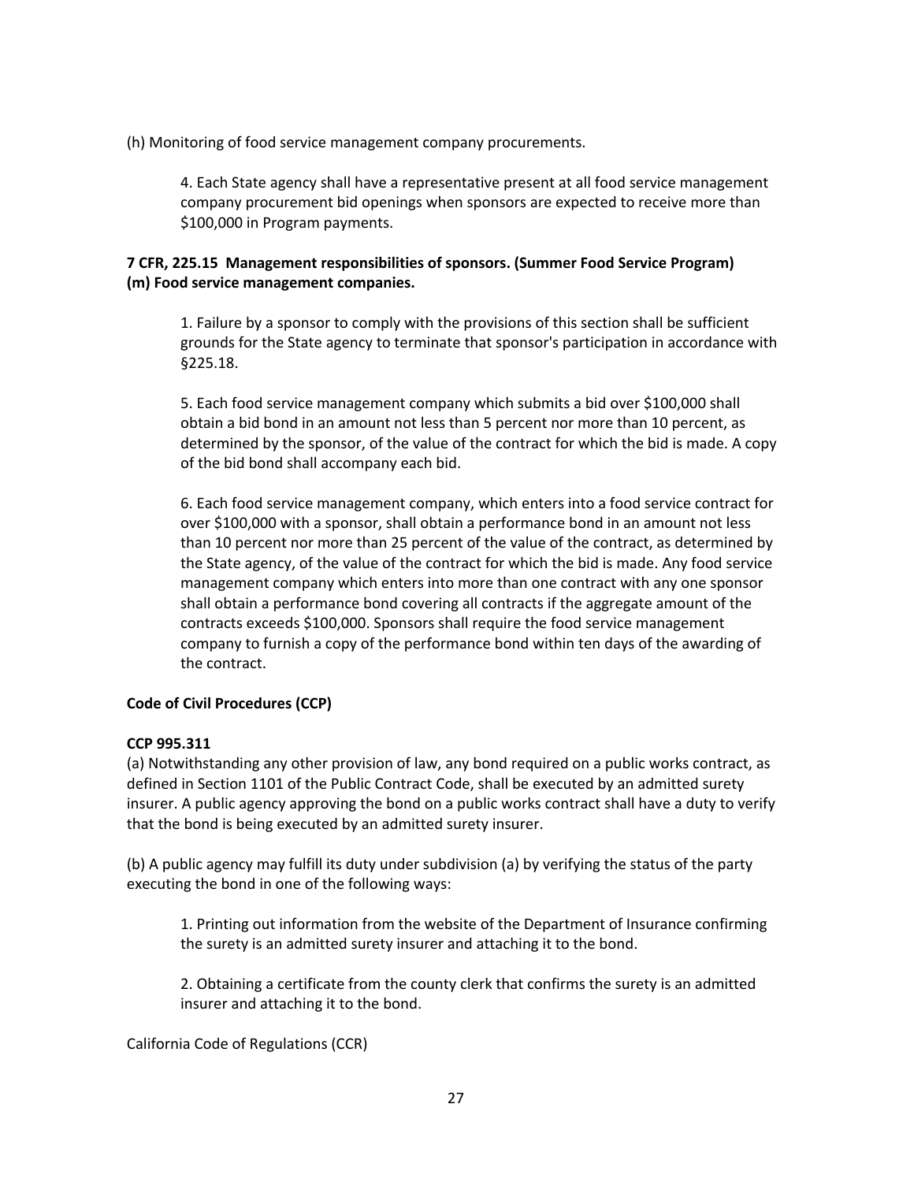(h) Monitoring of food service management company procurements.

> 4. Each State agency shall have a representative present at all food service management company procurement bid openings when sponsors are expected to receive more than $100,000 in Program payments.

**7 CFR, 225.15 Management responsibilities of sponsors. (Summer Food Service Program)**
**(m) Food service management companies.**

> 1. Failure by a sponsor to comply with the provisions of this section shall be sufficient grounds for the State agency to terminate that sponsor's participation in accordance with §225.18.
>
> 5. Each food service management company which submits a bid over $100,000 shall obtain a bid bond in an amount not less than 5 percent nor more than 10 percent, as determined by the sponsor, of the value of the contract for which the bid is made. A copy of the bid bond shall accompany each bid.
>
> 6. Each food service management company, which enters into a food service contract for over $100,000 with a sponsor, shall obtain a performance bond in an amount not less than 10 percent nor more than 25 percent of the value of the contract, as determined by the State agency, of the value of the contract for which the bid is made. Any food service management company which enters into more than one contract with any one sponsor shall obtain a performance bond covering all contracts if the aggregate amount of the contracts exceeds $100,000. Sponsors shall require the food service management company to furnish a copy of the performance bond within ten days of the awarding of the contract.

**Code of Civil Procedures (CCP)**

**CCP 995.311**

(a) Notwithstanding any other provision of law, any bond required on a public works contract, as defined in Section 1101 of the Public Contract Code, shall be executed by an admitted surety insurer. A public agency approving the bond on a public works contract shall have a duty to verify that the bond is being executed by an admitted surety insurer.

(b) A public agency may fulfill its duty under subdivision (a) by verifying the status of the party executing the bond in one of the following ways:

> 1. Printing out information from the website of the Department of Insurance confirming the surety is an admitted surety insurer and attaching it to the bond.
>
> 2. Obtaining a certificate from the county clerk that confirms the surety is an admitted insurer and attaching it to the bond.

California Code of Regulations (CCR)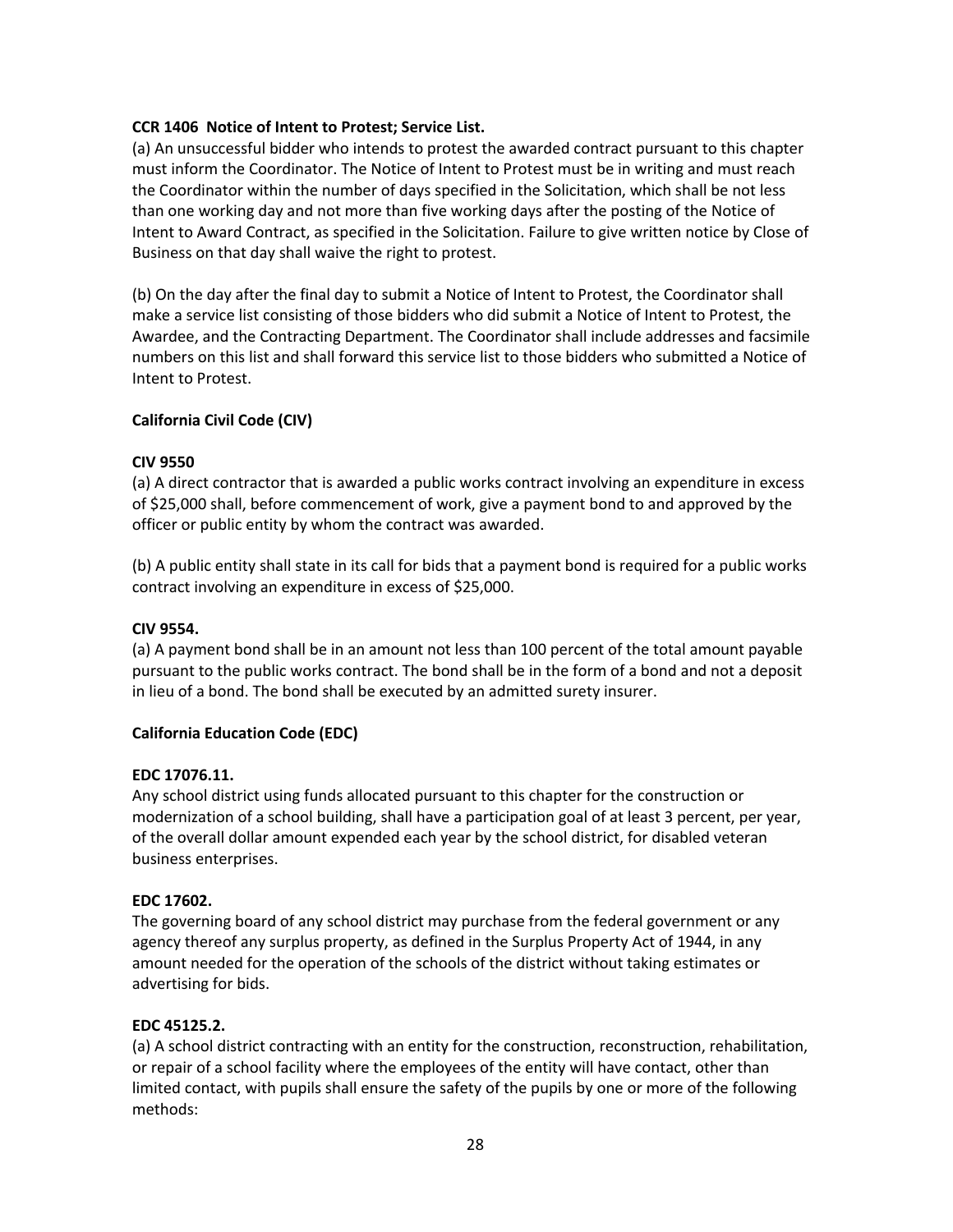**CCR 1406 Notice of Intent to Protest; Service List.**

(a) An unsuccessful bidder who intends to protest the awarded contract pursuant to this chapter must inform the Coordinator. The Notice of Intent to Protest must be in writing and must reach the Coordinator within the number of days specified in the Solicitation, which shall be not less than one working day and not more than five working days after the posting of the Notice of Intent to Award Contract, as specified in the Solicitation. Failure to give written notice by Close of Business on that day shall waive the right to protest.

(b) On the day after the final day to submit a Notice of Intent to Protest, the Coordinator shall make a service list consisting of those bidders who did submit a Notice of Intent to Protest, the Awardee, and the Contracting Department. The Coordinator shall include addresses and facsimile numbers on this list and shall forward this service list to those bidders who submitted a Notice of Intent to Protest.

**California Civil Code (CIV)**

**CIV 9550**

(a) A direct contractor that is awarded a public works contract involving an expenditure in excess of $25,000 shall, before commencement of work, give a payment bond to and approved by the officer or public entity by whom the contract was awarded.

(b) A public entity shall state in its call for bids that a payment bond is required for a public works contract involving an expenditure in excess of $25,000.

**CIV 9554.**

(a) A payment bond shall be in an amount not less than 100 percent of the total amount payable pursuant to the public works contract. The bond shall be in the form of a bond and not a deposit in lieu of a bond. The bond shall be executed by an admitted surety insurer.

**California Education Code (EDC)**

**EDC 17076.11.**

Any school district using funds allocated pursuant to this chapter for the construction or modernization of a school building, shall have a participation goal of at least 3 percent, per year, of the overall dollar amount expended each year by the school district, for disabled veteran business enterprises.

**EDC 17602.**

The governing board of any school district may purchase from the federal government or any agency thereof any surplus property, as defined in the Surplus Property Act of 1944, in any amount needed for the operation of the schools of the district without taking estimates or advertising for bids.

**EDC 45125.2.**

(a) A school district contracting with an entity for the construction, reconstruction, rehabilitation, or repair of a school facility where the employees of the entity will have contact, other than limited contact, with pupils shall ensure the safety of the pupils by one or more of the following methods: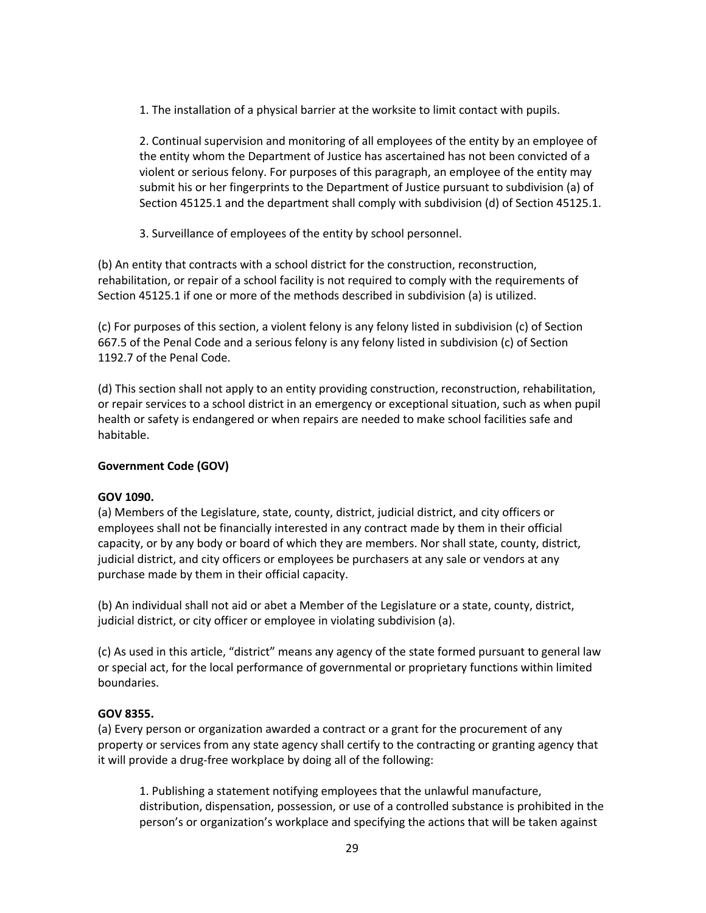1. The installation of a physical barrier at the worksite to limit contact with pupils.

2. Continual supervision and monitoring of all employees of the entity by an employee of the entity whom the Department of Justice has ascertained has not been convicted of a violent or serious felony. For purposes of this paragraph, an employee of the entity may submit his or her fingerprints to the Department of Justice pursuant to subdivision (a) of Section 45125.1 and the department shall comply with subdivision (d) of Section 45125.1.

3. Surveillance of employees of the entity by school personnel.

(b) An entity that contracts with a school district for the construction, reconstruction, rehabilitation, or repair of a school facility is not required to comply with the requirements of Section 45125.1 if one or more of the methods described in subdivision (a) is utilized.

(c) For purposes of this section, a violent felony is any felony listed in subdivision (c) of Section 667.5 of the Penal Code and a serious felony is any felony listed in subdivision (c) of Section 1192.7 of the Penal Code.

(d) This section shall not apply to an entity providing construction, reconstruction, rehabilitation, or repair services to a school district in an emergency or exceptional situation, such as when pupil health or safety is endangered or when repairs are needed to make school facilities safe and habitable.

**Government Code (GOV)**

**GOV 1090.**
(a) Members of the Legislature, state, county, district, judicial district, and city officers or employees shall not be financially interested in any contract made by them in their official capacity, or by any body or board of which they are members. Nor shall state, county, district, judicial district, and city officers or employees be purchasers at any sale or vendors at any purchase made by them in their official capacity.

(b) An individual shall not aid or abet a Member of the Legislature or a state, county, district, judicial district, or city officer or employee in violating subdivision (a).

(c) As used in this article, "district" means any agency of the state formed pursuant to general law or special act, for the local performance of governmental or proprietary functions within limited boundaries.

**GOV 8355.**
(a) Every person or organization awarded a contract or a grant for the procurement of any property or services from any state agency shall certify to the contracting or granting agency that it will provide a drug-free workplace by doing all of the following:

1. Publishing a statement notifying employees that the unlawful manufacture, distribution, dispensation, possession, or use of a controlled substance is prohibited in the person's or organization's workplace and specifying the actions that will be taken against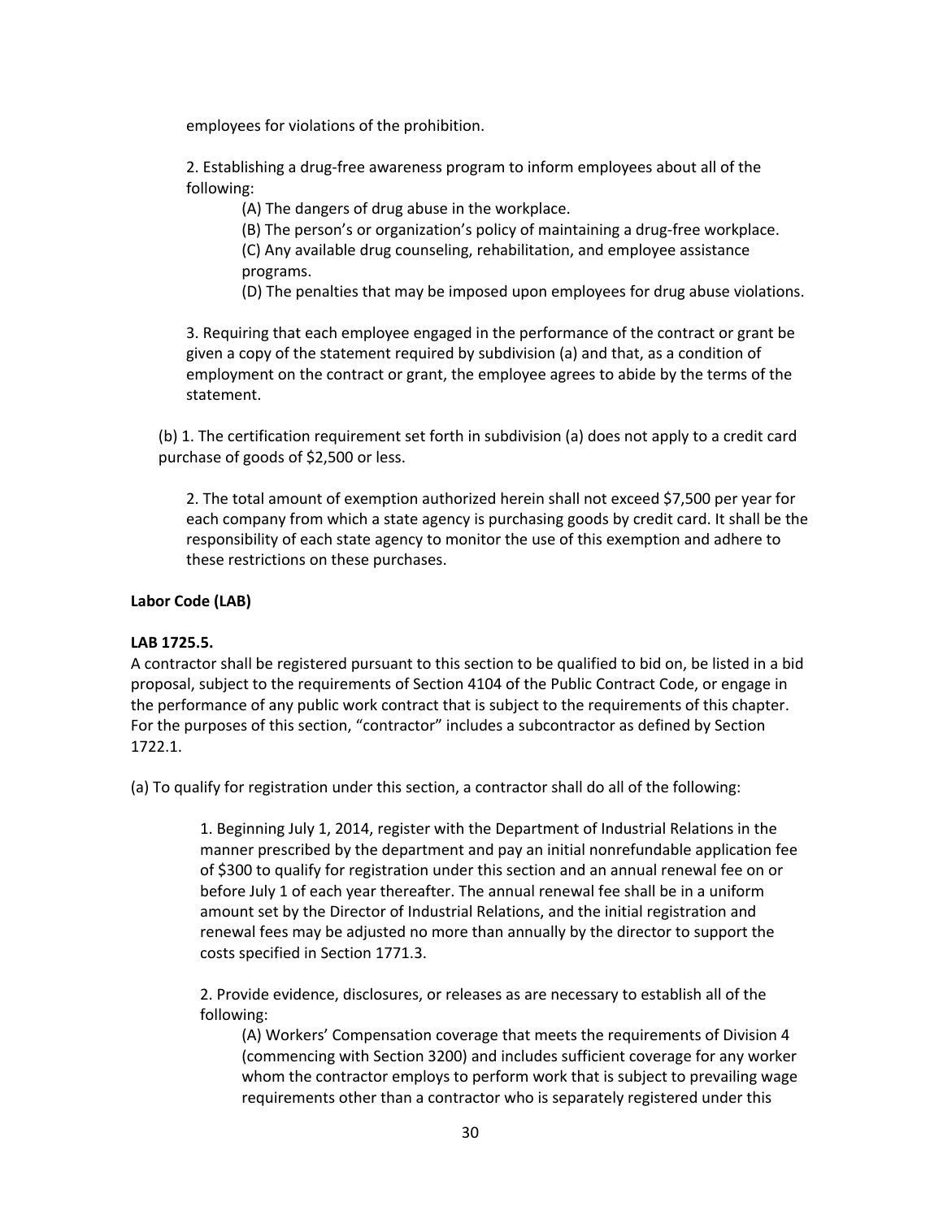employees for violations of the prohibition.

2. Establishing a drug-free awareness program to inform employees about all of the following:

(A) The dangers of drug abuse in the workplace.

(B) The person's or organization's policy of maintaining a drug-free workplace.

(C) Any available drug counseling, rehabilitation, and employee assistance programs.

(D) The penalties that may be imposed upon employees for drug abuse violations.

3. Requiring that each employee engaged in the performance of the contract or grant be given a copy of the statement required by subdivision (a) and that, as a condition of employment on the contract or grant, the employee agrees to abide by the terms of the statement.

(b) 1. The certification requirement set forth in subdivision (a) does not apply to a credit card purchase of goods of $2,500 or less.

2. The total amount of exemption authorized herein shall not exceed $7,500 per year for each company from which a state agency is purchasing goods by credit card. It shall be the responsibility of each state agency to monitor the use of this exemption and adhere to these restrictions on these purchases.

**Labor Code (LAB)**

**LAB 1725.5.**

A contractor shall be registered pursuant to this section to be qualified to bid on, be listed in a bid proposal, subject to the requirements of Section 4104 of the Public Contract Code, or engage in the performance of any public work contract that is subject to the requirements of this chapter. For the purposes of this section, "contractor" includes a subcontractor as defined by Section 1722.1.

(a) To qualify for registration under this section, a contractor shall do all of the following:

1. Beginning July 1, 2014, register with the Department of Industrial Relations in the manner prescribed by the department and pay an initial nonrefundable application fee of $300 to qualify for registration under this section and an annual renewal fee on or before July 1 of each year thereafter. The annual renewal fee shall be in a uniform amount set by the Director of Industrial Relations, and the initial registration and renewal fees may be adjusted no more than annually by the director to support the costs specified in Section 1771.3.

2. Provide evidence, disclosures, or releases as are necessary to establish all of the following:

(A) Workers' Compensation coverage that meets the requirements of Division 4 (commencing with Section 3200) and includes sufficient coverage for any worker whom the contractor employs to perform work that is subject to prevailing wage requirements other than a contractor who is separately registered under this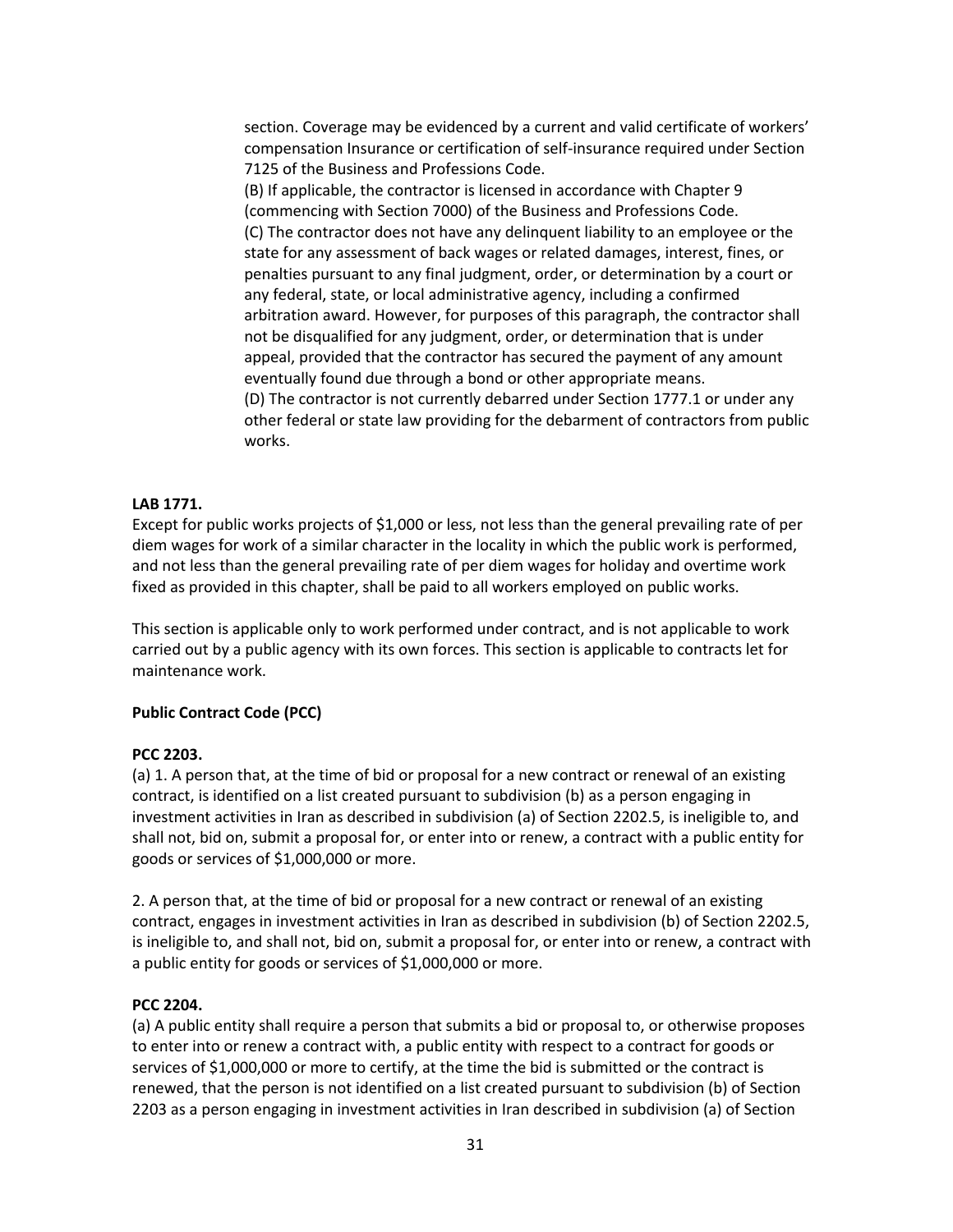section. Coverage may be evidenced by a current and valid certificate of workers' compensation Insurance or certification of self-insurance required under Section 7125 of the Business and Professions Code.

(B) If applicable, the contractor is licensed in accordance with Chapter 9 (commencing with Section 7000) of the Business and Professions Code.

(C) The contractor does not have any delinquent liability to an employee or the state for any assessment of back wages or related damages, interest, fines, or penalties pursuant to any final judgment, order, or determination by a court or any federal, state, or local administrative agency, including a confirmed arbitration award. However, for purposes of this paragraph, the contractor shall not be disqualified for any judgment, order, or determination that is under appeal, provided that the contractor has secured the payment of any amount eventually found due through a bond or other appropriate means.

(D) The contractor is not currently debarred under Section 1777.1 or under any other federal or state law providing for the debarment of contractors from public works.

**LAB 1771.**

Except for public works projects of $1,000 or less, not less than the general prevailing rate of per diem wages for work of a similar character in the locality in which the public work is performed, and not less than the general prevailing rate of per diem wages for holiday and overtime work fixed as provided in this chapter, shall be paid to all workers employed on public works.

This section is applicable only to work performed under contract, and is not applicable to work carried out by a public agency with its own forces. This section is applicable to contracts let for maintenance work.

**Public Contract Code (PCC)**

**PCC 2203.**

(a) 1. A person that, at the time of bid or proposal for a new contract or renewal of an existing contract, is identified on a list created pursuant to subdivision (b) as a person engaging in investment activities in Iran as described in subdivision (a) of Section 2202.5, is ineligible to, and shall not, bid on, submit a proposal for, or enter into or renew, a contract with a public entity for goods or services of $1,000,000 or more.

2. A person that, at the time of bid or proposal for a new contract or renewal of an existing contract, engages in investment activities in Iran as described in subdivision (b) of Section 2202.5, is ineligible to, and shall not, bid on, submit a proposal for, or enter into or renew, a contract with a public entity for goods or services of $1,000,000 or more.

**PCC 2204.**

(a) A public entity shall require a person that submits a bid or proposal to, or otherwise proposes to enter into or renew a contract with, a public entity with respect to a contract for goods or services of $1,000,000 or more to certify, at the time the bid is submitted or the contract is renewed, that the person is not identified on a list created pursuant to subdivision (b) of Section 2203 as a person engaging in investment activities in Iran described in subdivision (a) of Section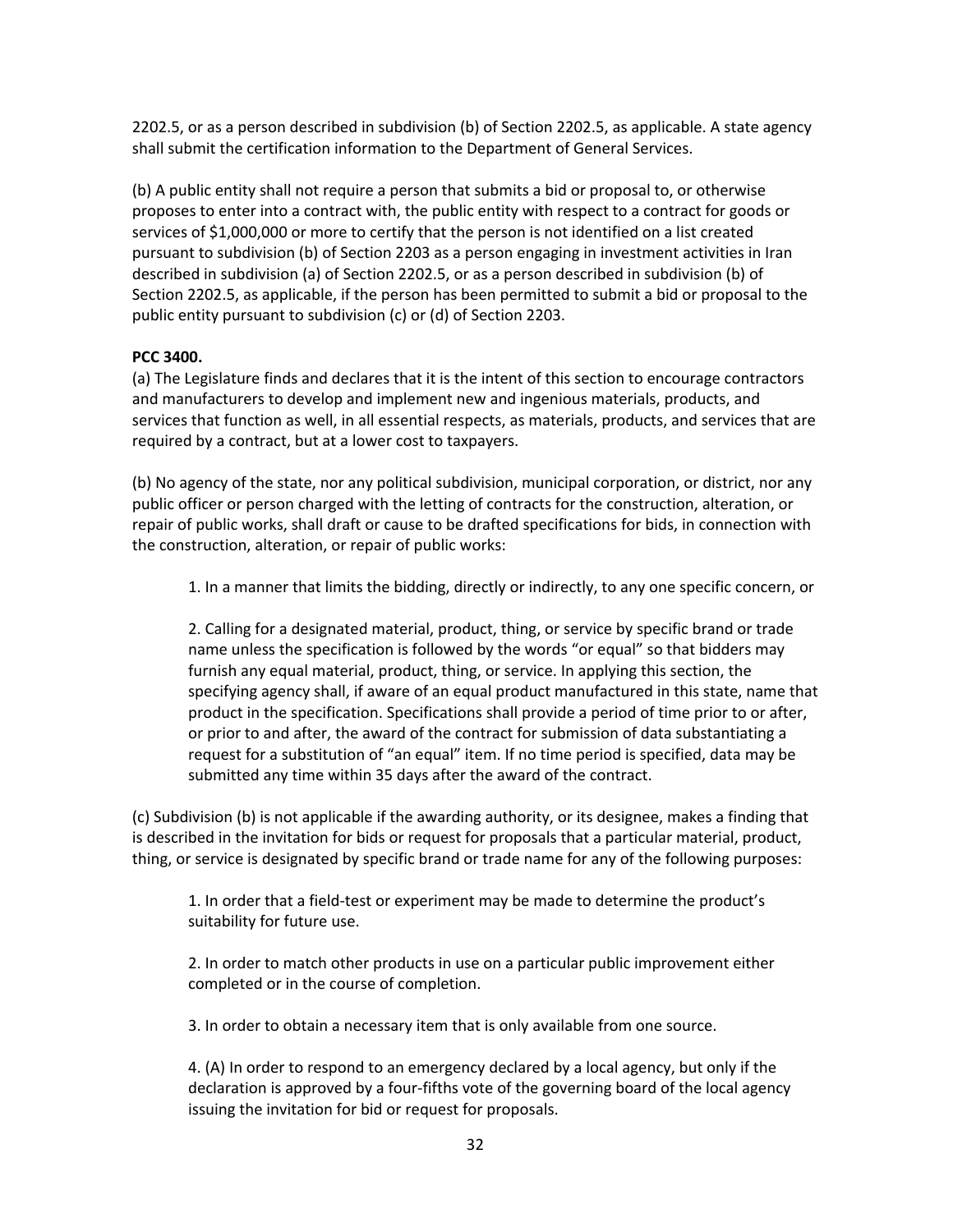2202.5, or as a person described in subdivision (b) of Section 2202.5, as applicable. A state agency shall submit the certification information to the Department of General Services.

(b) A public entity shall not require a person that submits a bid or proposal to, or otherwise proposes to enter into a contract with, the public entity with respect to a contract for goods or services of $1,000,000 or more to certify that the person is not identified on a list created pursuant to subdivision (b) of Section 2203 as a person engaging in investment activities in Iran described in subdivision (a) of Section 2202.5, or as a person described in subdivision (b) of Section 2202.5, as applicable, if the person has been permitted to submit a bid or proposal to the public entity pursuant to subdivision (c) or (d) of Section 2203.

**PCC 3400.**

(a) The Legislature finds and declares that it is the intent of this section to encourage contractors and manufacturers to develop and implement new and ingenious materials, products, and services that function as well, in all essential respects, as materials, products, and services that are required by a contract, but at a lower cost to taxpayers.

(b) No agency of the state, nor any political subdivision, municipal corporation, or district, nor any public officer or person charged with the letting of contracts for the construction, alteration, or repair of public works, shall draft or cause to be drafted specifications for bids, in connection with the construction, alteration, or repair of public works:

> 1. In a manner that limits the bidding, directly or indirectly, to any one specific concern, or
>
> 2. Calling for a designated material, product, thing, or service by specific brand or trade name unless the specification is followed by the words "or equal" so that bidders may furnish any equal material, product, thing, or service. In applying this section, the specifying agency shall, if aware of an equal product manufactured in this state, name that product in the specification. Specifications shall provide a period of time prior to or after, or prior to and after, the award of the contract for submission of data substantiating a request for a substitution of "an equal" item. If no time period is specified, data may be submitted any time within 35 days after the award of the contract.

(c) Subdivision (b) is not applicable if the awarding authority, or its designee, makes a finding that is described in the invitation for bids or request for proposals that a particular material, product, thing, or service is designated by specific brand or trade name for any of the following purposes:

> 1. In order that a field-test or experiment may be made to determine the product's suitability for future use.
>
> 2. In order to match other products in use on a particular public improvement either completed or in the course of completion.
>
> 3. In order to obtain a necessary item that is only available from one source.
>
> 4. (A) In order to respond to an emergency declared by a local agency, but only if the declaration is approved by a four-fifths vote of the governing board of the local agency issuing the invitation for bid or request for proposals.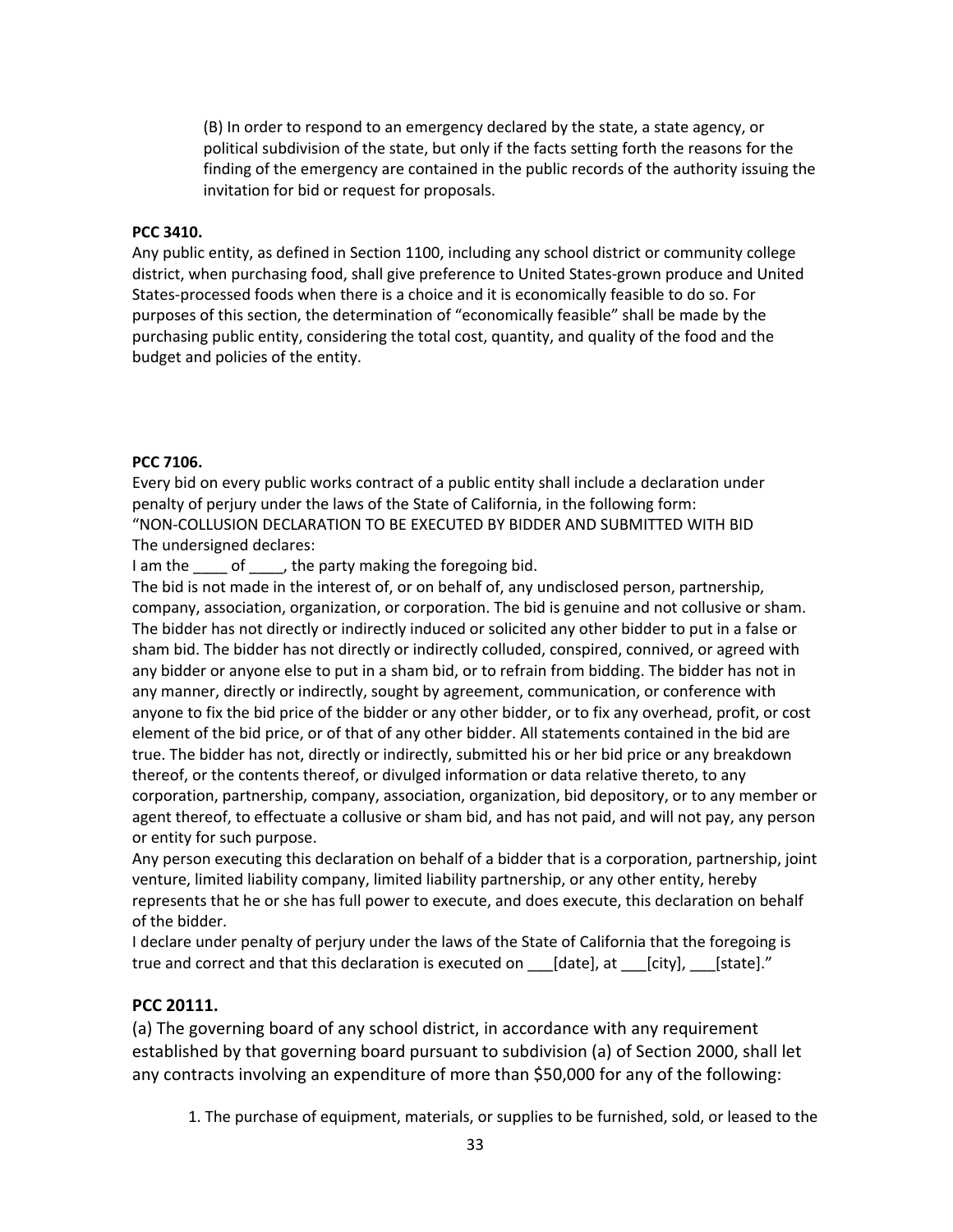(B) In order to respond to an emergency declared by the state, a state agency, or political subdivision of the state, but only if the facts setting forth the reasons for the finding of the emergency are contained in the public records of the authority issuing the invitation for bid or request for proposals.

**PCC 3410.**

Any public entity, as defined in Section 1100, including any school district or community college district, when purchasing food, shall give preference to United States-grown produce and United States-processed foods when there is a choice and it is economically feasible to do so. For purposes of this section, the determination of "economically feasible" shall be made by the purchasing public entity, considering the total cost, quantity, and quality of the food and the budget and policies of the entity.

**PCC 7106.**

Every bid on every public works contract of a public entity shall include a declaration under penalty of perjury under the laws of the State of California, in the following form:

"NON-COLLUSION DECLARATION TO BE EXECUTED BY BIDDER AND SUBMITTED WITH BID

The undersigned declares:

I am the ____ of ____, the party making the foregoing bid.

The bid is not made in the interest of, or on behalf of, any undisclosed person, partnership, company, association, organization, or corporation. The bid is genuine and not collusive or sham. The bidder has not directly or indirectly induced or solicited any other bidder to put in a false or sham bid. The bidder has not directly or indirectly colluded, conspired, connived, or agreed with any bidder or anyone else to put in a sham bid, or to refrain from bidding. The bidder has not in any manner, directly or indirectly, sought by agreement, communication, or conference with anyone to fix the bid price of the bidder or any other bidder, or to fix any overhead, profit, or cost element of the bid price, or of that of any other bidder. All statements contained in the bid are true. The bidder has not, directly or indirectly, submitted his or her bid price or any breakdown thereof, or the contents thereof, or divulged information or data relative thereto, to any corporation, partnership, company, association, organization, bid depository, or to any member or agent thereof, to effectuate a collusive or sham bid, and has not paid, and will not pay, any person or entity for such purpose.

Any person executing this declaration on behalf of a bidder that is a corporation, partnership, joint venture, limited liability company, limited liability partnership, or any other entity, hereby represents that he or she has full power to execute, and does execute, this declaration on behalf of the bidder.

I declare under penalty of perjury under the laws of the State of California that the foregoing is true and correct and that this declaration is executed on ___[date], at ___[city], ___[state]."

**PCC 20111.**

(a) The governing board of any school district, in accordance with any requirement established by that governing board pursuant to subdivision (a) of Section 2000, shall let any contracts involving an expenditure of more than $50,000 for any of the following:

1. The purchase of equipment, materials, or supplies to be furnished, sold, or leased to the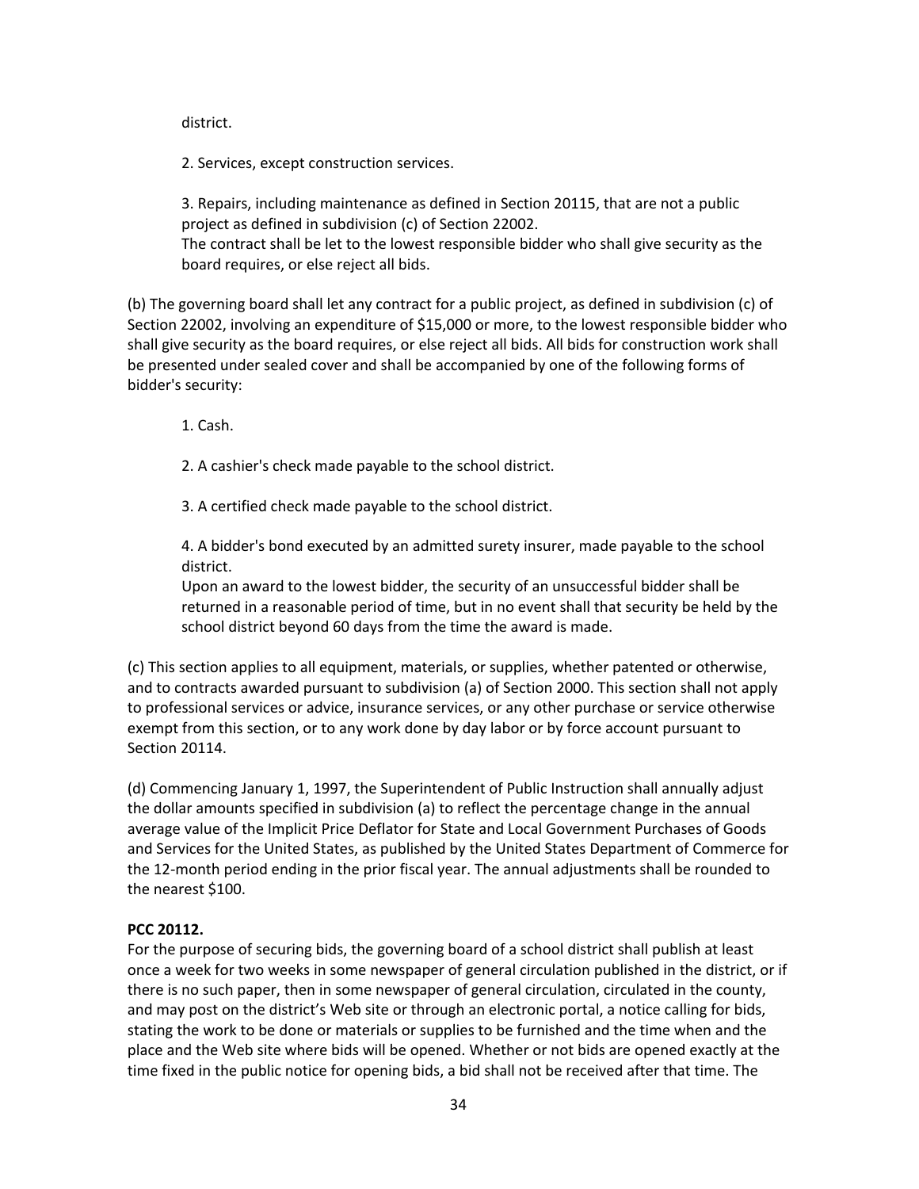district.

2. Services, except construction services.

3. Repairs, including maintenance as defined in Section 20115, that are not a public project as defined in subdivision (c) of Section 22002.
The contract shall be let to the lowest responsible bidder who shall give security as the board requires, or else reject all bids.

(b) The governing board shall let any contract for a public project, as defined in subdivision (c) of Section 22002, involving an expenditure of $15,000 or more, to the lowest responsible bidder who shall give security as the board requires, or else reject all bids. All bids for construction work shall be presented under sealed cover and shall be accompanied by one of the following forms of bidder's security:

1. Cash.

2. A cashier's check made payable to the school district.

3. A certified check made payable to the school district.

4. A bidder's bond executed by an admitted surety insurer, made payable to the school district.
Upon an award to the lowest bidder, the security of an unsuccessful bidder shall be returned in a reasonable period of time, but in no event shall that security be held by the school district beyond 60 days from the time the award is made.

(c) This section applies to all equipment, materials, or supplies, whether patented or otherwise, and to contracts awarded pursuant to subdivision (a) of Section 2000. This section shall not apply to professional services or advice, insurance services, or any other purchase or service otherwise exempt from this section, or to any work done by day labor or by force account pursuant to Section 20114.

(d) Commencing January 1, 1997, the Superintendent of Public Instruction shall annually adjust the dollar amounts specified in subdivision (a) to reflect the percentage change in the annual average value of the Implicit Price Deflator for State and Local Government Purchases of Goods and Services for the United States, as published by the United States Department of Commerce for the 12-month period ending in the prior fiscal year. The annual adjustments shall be rounded to the nearest $100.

**PCC 20112.**
For the purpose of securing bids, the governing board of a school district shall publish at least once a week for two weeks in some newspaper of general circulation published in the district, or if there is no such paper, then in some newspaper of general circulation, circulated in the county, and may post on the district's Web site or through an electronic portal, a notice calling for bids, stating the work to be done or materials or supplies to be furnished and the time when and the place and the Web site where bids will be opened. Whether or not bids are opened exactly at the time fixed in the public notice for opening bids, a bid shall not be received after that time. The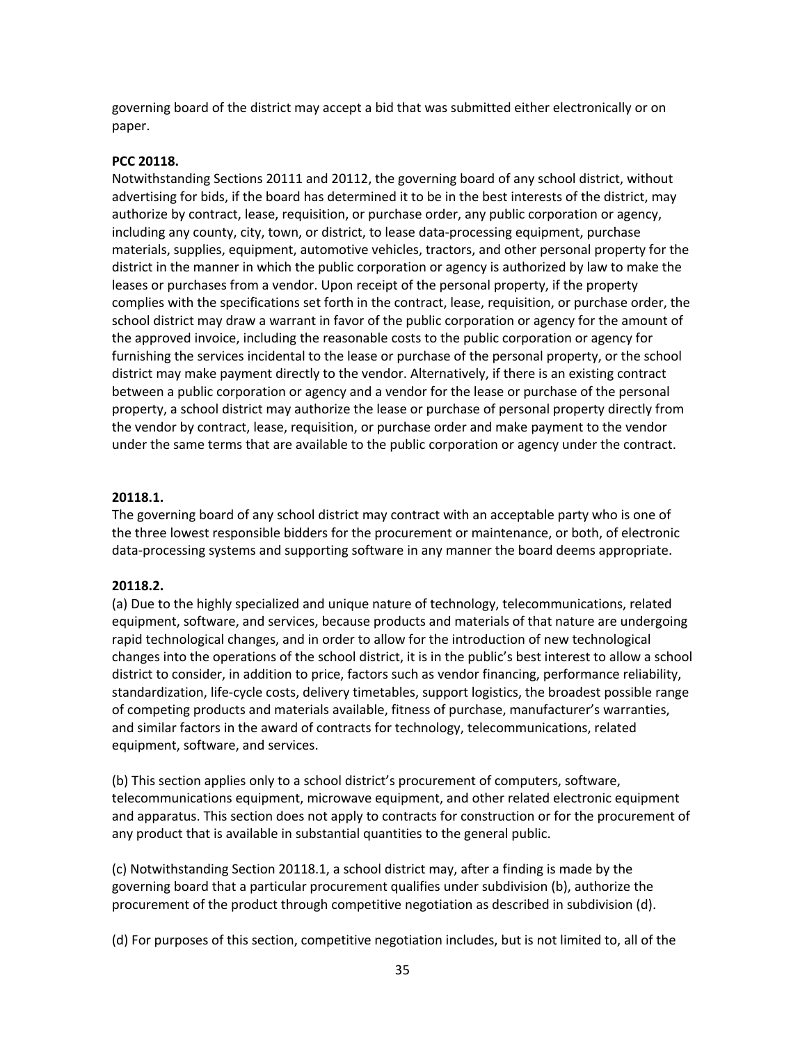governing board of the district may accept a bid that was submitted either electronically or on paper.

**PCC 20118.**
Notwithstanding Sections 20111 and 20112, the governing board of any school district, without advertising for bids, if the board has determined it to be in the best interests of the district, may authorize by contract, lease, requisition, or purchase order, any public corporation or agency, including any county, city, town, or district, to lease data-processing equipment, purchase materials, supplies, equipment, automotive vehicles, tractors, and other personal property for the district in the manner in which the public corporation or agency is authorized by law to make the leases or purchases from a vendor. Upon receipt of the personal property, if the property complies with the specifications set forth in the contract, lease, requisition, or purchase order, the school district may draw a warrant in favor of the public corporation or agency for the amount of the approved invoice, including the reasonable costs to the public corporation or agency for furnishing the services incidental to the lease or purchase of the personal property, or the school district may make payment directly to the vendor. Alternatively, if there is an existing contract between a public corporation or agency and a vendor for the lease or purchase of the personal property, a school district may authorize the lease or purchase of personal property directly from the vendor by contract, lease, requisition, or purchase order and make payment to the vendor under the same terms that are available to the public corporation or agency under the contract.

**20118.1.**
The governing board of any school district may contract with an acceptable party who is one of the three lowest responsible bidders for the procurement or maintenance, or both, of electronic data-processing systems and supporting software in any manner the board deems appropriate.

**20118.2.**
(a) Due to the highly specialized and unique nature of technology, telecommunications, related equipment, software, and services, because products and materials of that nature are undergoing rapid technological changes, and in order to allow for the introduction of new technological changes into the operations of the school district, it is in the public's best interest to allow a school district to consider, in addition to price, factors such as vendor financing, performance reliability, standardization, life-cycle costs, delivery timetables, support logistics, the broadest possible range of competing products and materials available, fitness of purchase, manufacturer's warranties, and similar factors in the award of contracts for technology, telecommunications, related equipment, software, and services.

(b) This section applies only to a school district's procurement of computers, software, telecommunications equipment, microwave equipment, and other related electronic equipment and apparatus. This section does not apply to contracts for construction or for the procurement of any product that is available in substantial quantities to the general public.

(c) Notwithstanding Section 20118.1, a school district may, after a finding is made by the governing board that a particular procurement qualifies under subdivision (b), authorize the procurement of the product through competitive negotiation as described in subdivision (d).

(d) For purposes of this section, competitive negotiation includes, but is not limited to, all of the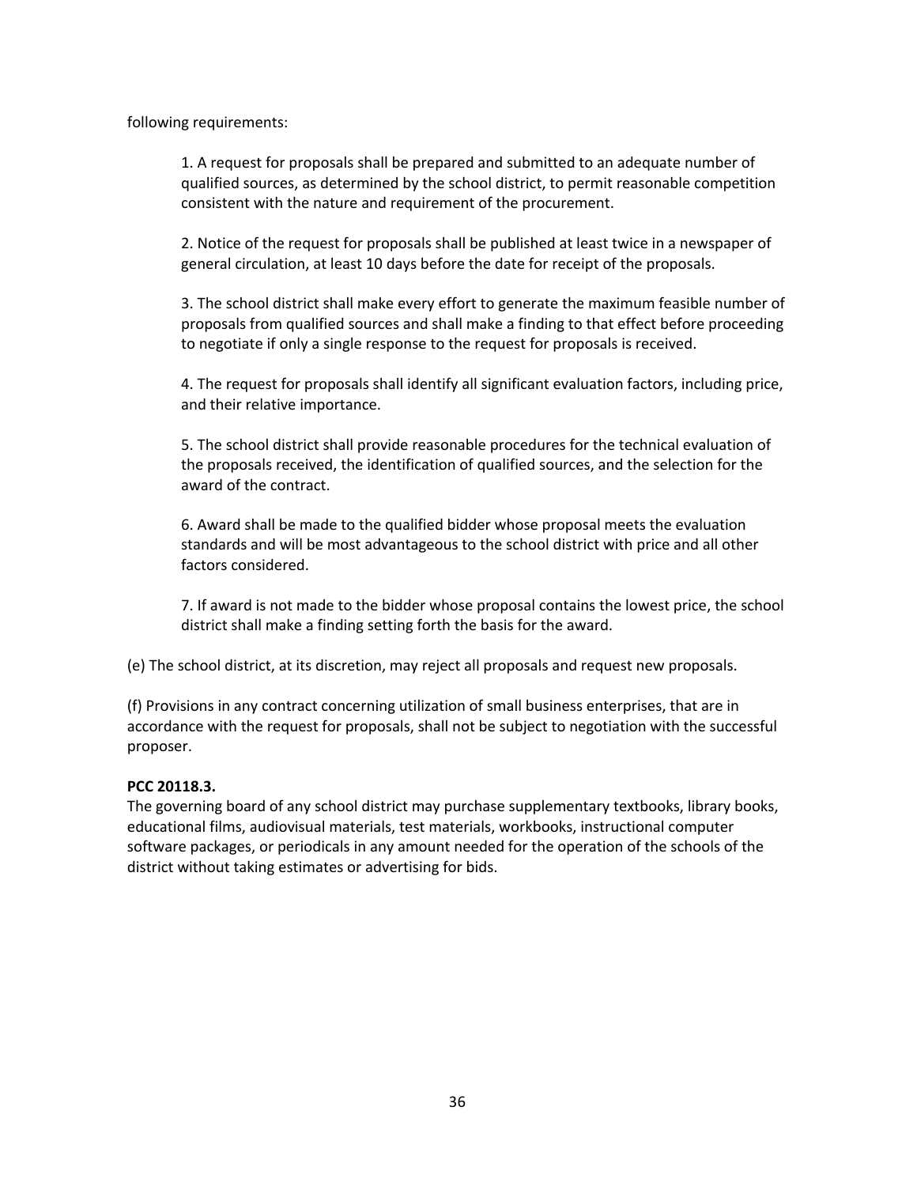following requirements:

1. A request for proposals shall be prepared and submitted to an adequate number of qualified sources, as determined by the school district, to permit reasonable competition consistent with the nature and requirement of the procurement.

2. Notice of the request for proposals shall be published at least twice in a newspaper of general circulation, at least 10 days before the date for receipt of the proposals.

3. The school district shall make every effort to generate the maximum feasible number of proposals from qualified sources and shall make a finding to that effect before proceeding to negotiate if only a single response to the request for proposals is received.

4. The request for proposals shall identify all significant evaluation factors, including price, and their relative importance.

5. The school district shall provide reasonable procedures for the technical evaluation of the proposals received, the identification of qualified sources, and the selection for the award of the contract.

6. Award shall be made to the qualified bidder whose proposal meets the evaluation standards and will be most advantageous to the school district with price and all other factors considered.

7. If award is not made to the bidder whose proposal contains the lowest price, the school district shall make a finding setting forth the basis for the award.

(e) The school district, at its discretion, may reject all proposals and request new proposals.

(f) Provisions in any contract concerning utilization of small business enterprises, that are in accordance with the request for proposals, shall not be subject to negotiation with the successful proposer.

**PCC 20118.3.**
The governing board of any school district may purchase supplementary textbooks, library books, educational films, audiovisual materials, test materials, workbooks, instructional computer software packages, or periodicals in any amount needed for the operation of the schools of the district without taking estimates or advertising for bids.